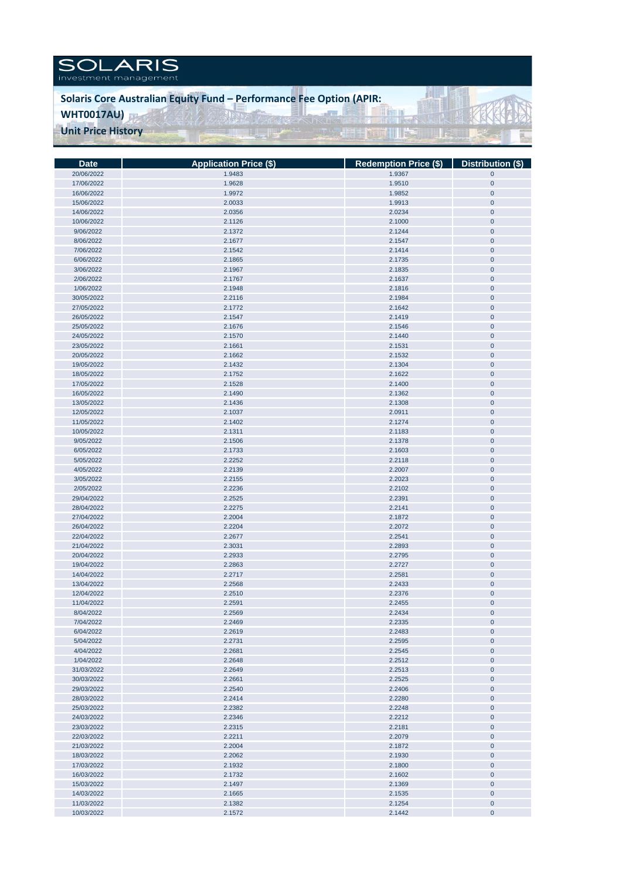SOLARIS
investment management

# Solaris Core Australian Equity Fund – Performance Fee Option (APIR: WHT0017AU)

## Unit Price History

| Date | Application Price ($) | Redemption Price ($) | Distribution ($) |
|---|---|---|---|
| 20/06/2022 | 1.9483 | 1.9367 | 0 |
| 17/06/2022 | 1.9628 | 1.9510 | 0 |
| 16/06/2022 | 1.9972 | 1.9852 | 0 |
| 15/06/2022 | 2.0033 | 1.9913 | 0 |
| 14/06/2022 | 2.0356 | 2.0234 | 0 |
| 10/06/2022 | 2.1126 | 2.1000 | 0 |
| 9/06/2022 | 2.1372 | 2.1244 | 0 |
| 8/06/2022 | 2.1677 | 2.1547 | 0 |
| 7/06/2022 | 2.1542 | 2.1414 | 0 |
| 6/06/2022 | 2.1865 | 2.1735 | 0 |
| 3/06/2022 | 2.1967 | 2.1835 | 0 |
| 2/06/2022 | 2.1767 | 2.1637 | 0 |
| 1/06/2022 | 2.1948 | 2.1816 | 0 |
| 30/05/2022 | 2.2116 | 2.1984 | 0 |
| 27/05/2022 | 2.1772 | 2.1642 | 0 |
| 26/05/2022 | 2.1547 | 2.1419 | 0 |
| 25/05/2022 | 2.1676 | 2.1546 | 0 |
| 24/05/2022 | 2.1570 | 2.1440 | 0 |
| 23/05/2022 | 2.1661 | 2.1531 | 0 |
| 20/05/2022 | 2.1662 | 2.1532 | 0 |
| 19/05/2022 | 2.1432 | 2.1304 | 0 |
| 18/05/2022 | 2.1752 | 2.1622 | 0 |
| 17/05/2022 | 2.1528 | 2.1400 | 0 |
| 16/05/2022 | 2.1490 | 2.1362 | 0 |
| 13/05/2022 | 2.1436 | 2.1308 | 0 |
| 12/05/2022 | 2.1037 | 2.0911 | 0 |
| 11/05/2022 | 2.1402 | 2.1274 | 0 |
| 10/05/2022 | 2.1311 | 2.1183 | 0 |
| 9/05/2022 | 2.1506 | 2.1378 | 0 |
| 6/05/2022 | 2.1733 | 2.1603 | 0 |
| 5/05/2022 | 2.2252 | 2.2118 | 0 |
| 4/05/2022 | 2.2139 | 2.2007 | 0 |
| 3/05/2022 | 2.2155 | 2.2023 | 0 |
| 2/05/2022 | 2.2236 | 2.2102 | 0 |
| 29/04/2022 | 2.2525 | 2.2391 | 0 |
| 28/04/2022 | 2.2275 | 2.2141 | 0 |
| 27/04/2022 | 2.2004 | 2.1872 | 0 |
| 26/04/2022 | 2.2204 | 2.2072 | 0 |
| 22/04/2022 | 2.2677 | 2.2541 | 0 |
| 21/04/2022 | 2.3031 | 2.2893 | 0 |
| 20/04/2022 | 2.2933 | 2.2795 | 0 |
| 19/04/2022 | 2.2863 | 2.2727 | 0 |
| 14/04/2022 | 2.2717 | 2.2581 | 0 |
| 13/04/2022 | 2.2568 | 2.2433 | 0 |
| 12/04/2022 | 2.2510 | 2.2376 | 0 |
| 11/04/2022 | 2.2591 | 2.2455 | 0 |
| 8/04/2022 | 2.2569 | 2.2434 | 0 |
| 7/04/2022 | 2.2469 | 2.2335 | 0 |
| 6/04/2022 | 2.2619 | 2.2483 | 0 |
| 5/04/2022 | 2.2731 | 2.2595 | 0 |
| 4/04/2022 | 2.2681 | 2.2545 | 0 |
| 1/04/2022 | 2.2648 | 2.2512 | 0 |
| 31/03/2022 | 2.2649 | 2.2513 | 0 |
| 30/03/2022 | 2.2661 | 2.2525 | 0 |
| 29/03/2022 | 2.2540 | 2.2406 | 0 |
| 28/03/2022 | 2.2414 | 2.2280 | 0 |
| 25/03/2022 | 2.2382 | 2.2248 | 0 |
| 24/03/2022 | 2.2346 | 2.2212 | 0 |
| 23/03/2022 | 2.2315 | 2.2181 | 0 |
| 22/03/2022 | 2.2211 | 2.2079 | 0 |
| 21/03/2022 | 2.2004 | 2.1872 | 0 |
| 18/03/2022 | 2.2062 | 2.1930 | 0 |
| 17/03/2022 | 2.1932 | 2.1800 | 0 |
| 16/03/2022 | 2.1732 | 2.1602 | 0 |
| 15/03/2022 | 2.1497 | 2.1369 | 0 |
| 14/03/2022 | 2.1665 | 2.1535 | 0 |
| 11/03/2022 | 2.1382 | 2.1254 | 0 |
| 10/03/2022 | 2.1572 | 2.1442 | 0 |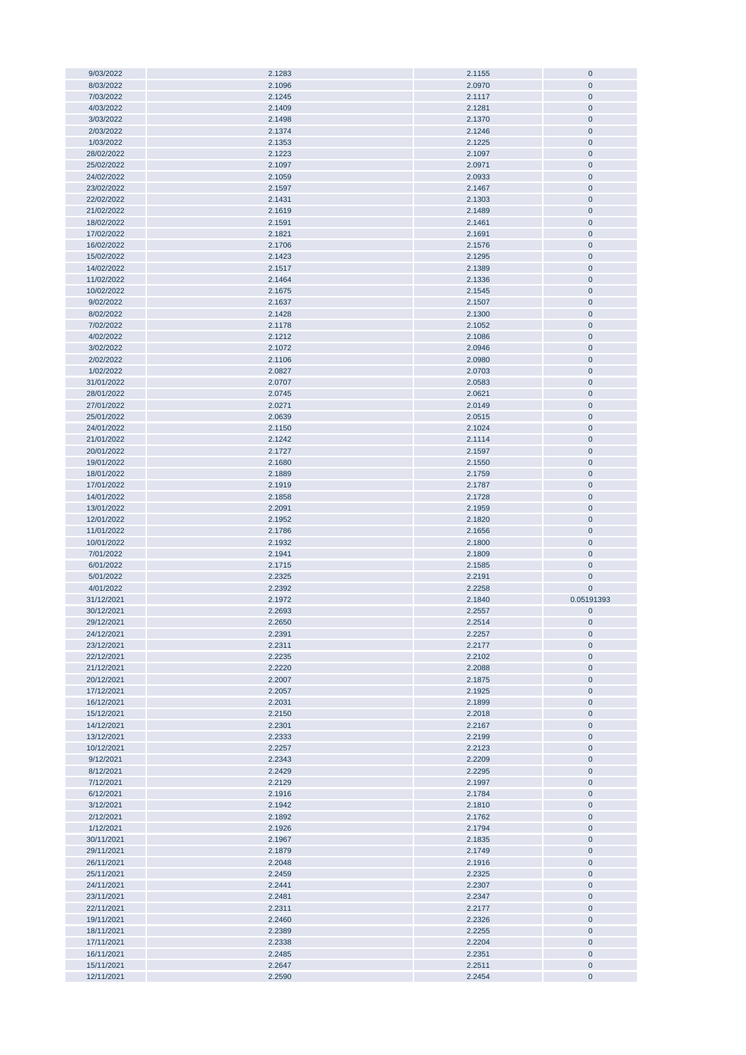| | | | |
|---|---|---|---|
| 9/03/2022 | 2.1283 | 2.1155 | 0 |
| 8/03/2022 | 2.1096 | 2.0970 | 0 |
| 7/03/2022 | 2.1245 | 2.1117 | 0 |
| 4/03/2022 | 2.1409 | 2.1281 | 0 |
| 3/03/2022 | 2.1498 | 2.1370 | 0 |
| 2/03/2022 | 2.1374 | 2.1246 | 0 |
| 1/03/2022 | 2.1353 | 2.1225 | 0 |
| 28/02/2022 | 2.1223 | 2.1097 | 0 |
| 25/02/2022 | 2.1097 | 2.0971 | 0 |
| 24/02/2022 | 2.1059 | 2.0933 | 0 |
| 23/02/2022 | 2.1597 | 2.1467 | 0 |
| 22/02/2022 | 2.1431 | 2.1303 | 0 |
| 21/02/2022 | 2.1619 | 2.1489 | 0 |
| 18/02/2022 | 2.1591 | 2.1461 | 0 |
| 17/02/2022 | 2.1821 | 2.1691 | 0 |
| 16/02/2022 | 2.1706 | 2.1576 | 0 |
| 15/02/2022 | 2.1423 | 2.1295 | 0 |
| 14/02/2022 | 2.1517 | 2.1389 | 0 |
| 11/02/2022 | 2.1464 | 2.1336 | 0 |
| 10/02/2022 | 2.1675 | 2.1545 | 0 |
| 9/02/2022 | 2.1637 | 2.1507 | 0 |
| 8/02/2022 | 2.1428 | 2.1300 | 0 |
| 7/02/2022 | 2.1178 | 2.1052 | 0 |
| 4/02/2022 | 2.1212 | 2.1086 | 0 |
| 3/02/2022 | 2.1072 | 2.0946 | 0 |
| 2/02/2022 | 2.1106 | 2.0980 | 0 |
| 1/02/2022 | 2.0827 | 2.0703 | 0 |
| 31/01/2022 | 2.0707 | 2.0583 | 0 |
| 28/01/2022 | 2.0745 | 2.0621 | 0 |
| 27/01/2022 | 2.0271 | 2.0149 | 0 |
| 25/01/2022 | 2.0639 | 2.0515 | 0 |
| 24/01/2022 | 2.1150 | 2.1024 | 0 |
| 21/01/2022 | 2.1242 | 2.1114 | 0 |
| 20/01/2022 | 2.1727 | 2.1597 | 0 |
| 19/01/2022 | 2.1680 | 2.1550 | 0 |
| 18/01/2022 | 2.1889 | 2.1759 | 0 |
| 17/01/2022 | 2.1919 | 2.1787 | 0 |
| 14/01/2022 | 2.1858 | 2.1728 | 0 |
| 13/01/2022 | 2.2091 | 2.1959 | 0 |
| 12/01/2022 | 2.1952 | 2.1820 | 0 |
| 11/01/2022 | 2.1786 | 2.1656 | 0 |
| 10/01/2022 | 2.1932 | 2.1800 | 0 |
| 7/01/2022 | 2.1941 | 2.1809 | 0 |
| 6/01/2022 | 2.1715 | 2.1585 | 0 |
| 5/01/2022 | 2.2325 | 2.2191 | 0 |
| 4/01/2022 | 2.2392 | 2.2258 | 0 |
| 31/12/2021 | 2.1972 | 2.1840 | 0.05191393 |
| 30/12/2021 | 2.2693 | 2.2557 | 0 |
| 29/12/2021 | 2.2650 | 2.2514 | 0 |
| 24/12/2021 | 2.2391 | 2.2257 | 0 |
| 23/12/2021 | 2.2311 | 2.2177 | 0 |
| 22/12/2021 | 2.2235 | 2.2102 | 0 |
| 21/12/2021 | 2.2220 | 2.2088 | 0 |
| 20/12/2021 | 2.2007 | 2.1875 | 0 |
| 17/12/2021 | 2.2057 | 2.1925 | 0 |
| 16/12/2021 | 2.2031 | 2.1899 | 0 |
| 15/12/2021 | 2.2150 | 2.2018 | 0 |
| 14/12/2021 | 2.2301 | 2.2167 | 0 |
| 13/12/2021 | 2.2333 | 2.2199 | 0 |
| 10/12/2021 | 2.2257 | 2.2123 | 0 |
| 9/12/2021 | 2.2343 | 2.2209 | 0 |
| 8/12/2021 | 2.2429 | 2.2295 | 0 |
| 7/12/2021 | 2.2129 | 2.1997 | 0 |
| 6/12/2021 | 2.1916 | 2.1784 | 0 |
| 3/12/2021 | 2.1942 | 2.1810 | 0 |
| 2/12/2021 | 2.1892 | 2.1762 | 0 |
| 1/12/2021 | 2.1926 | 2.1794 | 0 |
| 30/11/2021 | 2.1967 | 2.1835 | 0 |
| 29/11/2021 | 2.1879 | 2.1749 | 0 |
| 26/11/2021 | 2.2048 | 2.1916 | 0 |
| 25/11/2021 | 2.2459 | 2.2325 | 0 |
| 24/11/2021 | 2.2441 | 2.2307 | 0 |
| 23/11/2021 | 2.2481 | 2.2347 | 0 |
| 22/11/2021 | 2.2311 | 2.2177 | 0 |
| 19/11/2021 | 2.2460 | 2.2326 | 0 |
| 18/11/2021 | 2.2389 | 2.2255 | 0 |
| 17/11/2021 | 2.2338 | 2.2204 | 0 |
| 16/11/2021 | 2.2485 | 2.2351 | 0 |
| 15/11/2021 | 2.2647 | 2.2511 | 0 |
| 12/11/2021 | 2.2590 | 2.2454 | 0 |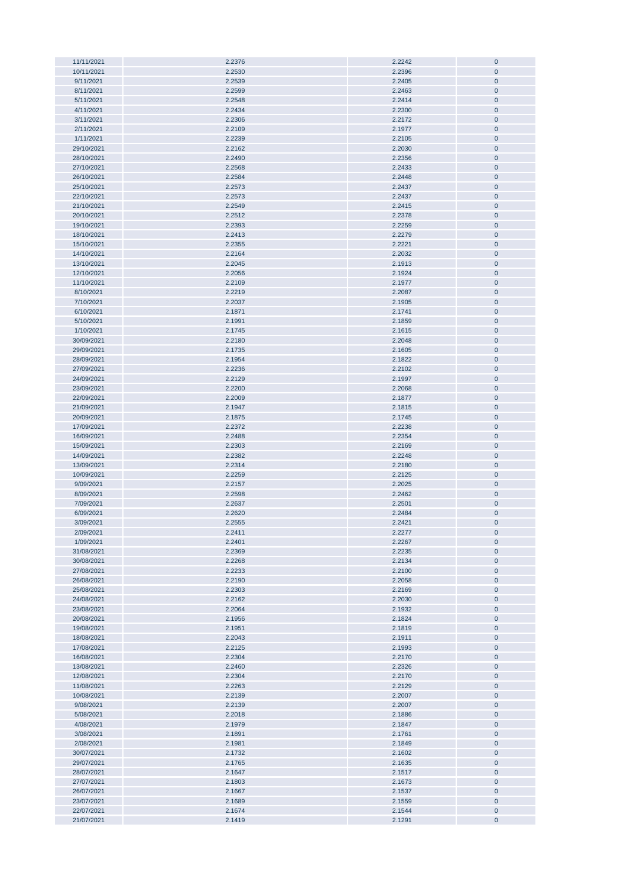| | | | |
|---|---|---|---|
| 11/11/2021 | 2.2376 | 2.2242 | 0 |
| 10/11/2021 | 2.2530 | 2.2396 | 0 |
| 9/11/2021 | 2.2539 | 2.2405 | 0 |
| 8/11/2021 | 2.2599 | 2.2463 | 0 |
| 5/11/2021 | 2.2548 | 2.2414 | 0 |
| 4/11/2021 | 2.2434 | 2.2300 | 0 |
| 3/11/2021 | 2.2306 | 2.2172 | 0 |
| 2/11/2021 | 2.2109 | 2.1977 | 0 |
| 1/11/2021 | 2.2239 | 2.2105 | 0 |
| 29/10/2021 | 2.2162 | 2.2030 | 0 |
| 28/10/2021 | 2.2490 | 2.2356 | 0 |
| 27/10/2021 | 2.2568 | 2.2433 | 0 |
| 26/10/2021 | 2.2584 | 2.2448 | 0 |
| 25/10/2021 | 2.2573 | 2.2437 | 0 |
| 22/10/2021 | 2.2573 | 2.2437 | 0 |
| 21/10/2021 | 2.2549 | 2.2415 | 0 |
| 20/10/2021 | 2.2512 | 2.2378 | 0 |
| 19/10/2021 | 2.2393 | 2.2259 | 0 |
| 18/10/2021 | 2.2413 | 2.2279 | 0 |
| 15/10/2021 | 2.2355 | 2.2221 | 0 |
| 14/10/2021 | 2.2164 | 2.2032 | 0 |
| 13/10/2021 | 2.2045 | 2.1913 | 0 |
| 12/10/2021 | 2.2056 | 2.1924 | 0 |
| 11/10/2021 | 2.2109 | 2.1977 | 0 |
| 8/10/2021 | 2.2219 | 2.2087 | 0 |
| 7/10/2021 | 2.2037 | 2.1905 | 0 |
| 6/10/2021 | 2.1871 | 2.1741 | 0 |
| 5/10/2021 | 2.1991 | 2.1859 | 0 |
| 1/10/2021 | 2.1745 | 2.1615 | 0 |
| 30/09/2021 | 2.2180 | 2.2048 | 0 |
| 29/09/2021 | 2.1735 | 2.1605 | 0 |
| 28/09/2021 | 2.1954 | 2.1822 | 0 |
| 27/09/2021 | 2.2236 | 2.2102 | 0 |
| 24/09/2021 | 2.2129 | 2.1997 | 0 |
| 23/09/2021 | 2.2200 | 2.2068 | 0 |
| 22/09/2021 | 2.2009 | 2.1877 | 0 |
| 21/09/2021 | 2.1947 | 2.1815 | 0 |
| 20/09/2021 | 2.1875 | 2.1745 | 0 |
| 17/09/2021 | 2.2372 | 2.2238 | 0 |
| 16/09/2021 | 2.2488 | 2.2354 | 0 |
| 15/09/2021 | 2.2303 | 2.2169 | 0 |
| 14/09/2021 | 2.2382 | 2.2248 | 0 |
| 13/09/2021 | 2.2314 | 2.2180 | 0 |
| 10/09/2021 | 2.2259 | 2.2125 | 0 |
| 9/09/2021 | 2.2157 | 2.2025 | 0 |
| 8/09/2021 | 2.2598 | 2.2462 | 0 |
| 7/09/2021 | 2.2637 | 2.2501 | 0 |
| 6/09/2021 | 2.2620 | 2.2484 | 0 |
| 3/09/2021 | 2.2555 | 2.2421 | 0 |
| 2/09/2021 | 2.2411 | 2.2277 | 0 |
| 1/09/2021 | 2.2401 | 2.2267 | 0 |
| 31/08/2021 | 2.2369 | 2.2235 | 0 |
| 30/08/2021 | 2.2268 | 2.2134 | 0 |
| 27/08/2021 | 2.2233 | 2.2100 | 0 |
| 26/08/2021 | 2.2190 | 2.2058 | 0 |
| 25/08/2021 | 2.2303 | 2.2169 | 0 |
| 24/08/2021 | 2.2162 | 2.2030 | 0 |
| 23/08/2021 | 2.2064 | 2.1932 | 0 |
| 20/08/2021 | 2.1956 | 2.1824 | 0 |
| 19/08/2021 | 2.1951 | 2.1819 | 0 |
| 18/08/2021 | 2.2043 | 2.1911 | 0 |
| 17/08/2021 | 2.2125 | 2.1993 | 0 |
| 16/08/2021 | 2.2304 | 2.2170 | 0 |
| 13/08/2021 | 2.2460 | 2.2326 | 0 |
| 12/08/2021 | 2.2304 | 2.2170 | 0 |
| 11/08/2021 | 2.2263 | 2.2129 | 0 |
| 10/08/2021 | 2.2139 | 2.2007 | 0 |
| 9/08/2021 | 2.2139 | 2.2007 | 0 |
| 5/08/2021 | 2.2018 | 2.1886 | 0 |
| 4/08/2021 | 2.1979 | 2.1847 | 0 |
| 3/08/2021 | 2.1891 | 2.1761 | 0 |
| 2/08/2021 | 2.1981 | 2.1849 | 0 |
| 30/07/2021 | 2.1732 | 2.1602 | 0 |
| 29/07/2021 | 2.1765 | 2.1635 | 0 |
| 28/07/2021 | 2.1647 | 2.1517 | 0 |
| 27/07/2021 | 2.1803 | 2.1673 | 0 |
| 26/07/2021 | 2.1667 | 2.1537 | 0 |
| 23/07/2021 | 2.1689 | 2.1559 | 0 |
| 22/07/2021 | 2.1674 | 2.1544 | 0 |
| 21/07/2021 | 2.1419 | 2.1291 | 0 |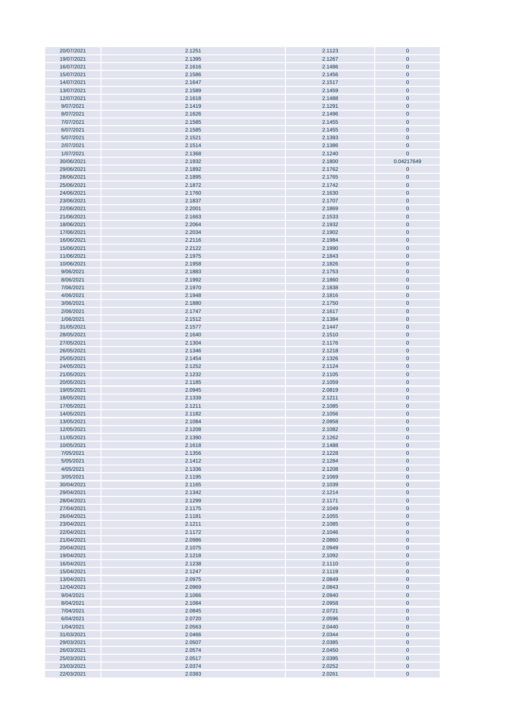| | | | |
|---|---|---|---|
| 20/07/2021 | 2.1251 | 2.1123 | 0 |
| 19/07/2021 | 2.1395 | 2.1267 | 0 |
| 16/07/2021 | 2.1616 | 2.1486 | 0 |
| 15/07/2021 | 2.1586 | 2.1456 | 0 |
| 14/07/2021 | 2.1647 | 2.1517 | 0 |
| 13/07/2021 | 2.1589 | 2.1459 | 0 |
| 12/07/2021 | 2.1618 | 2.1488 | 0 |
| 9/07/2021 | 2.1419 | 2.1291 | 0 |
| 8/07/2021 | 2.1626 | 2.1496 | 0 |
| 7/07/2021 | 2.1585 | 2.1455 | 0 |
| 6/07/2021 | 2.1585 | 2.1455 | 0 |
| 5/07/2021 | 2.1521 | 2.1393 | 0 |
| 2/07/2021 | 2.1514 | 2.1386 | 0 |
| 1/07/2021 | 2.1368 | 2.1240 | 0 |
| 30/06/2021 | 2.1932 | 2.1800 | 0.04217649 |
| 29/06/2021 | 2.1892 | 2.1762 | 0 |
| 28/06/2021 | 2.1895 | 2.1765 | 0 |
| 25/06/2021 | 2.1872 | 2.1742 | 0 |
| 24/06/2021 | 2.1760 | 2.1630 | 0 |
| 23/06/2021 | 2.1837 | 2.1707 | 0 |
| 22/06/2021 | 2.2001 | 2.1869 | 0 |
| 21/06/2021 | 2.1663 | 2.1533 | 0 |
| 18/06/2021 | 2.2064 | 2.1932 | 0 |
| 17/06/2021 | 2.2034 | 2.1902 | 0 |
| 16/06/2021 | 2.2116 | 2.1984 | 0 |
| 15/06/2021 | 2.2122 | 2.1990 | 0 |
| 11/06/2021 | 2.1975 | 2.1843 | 0 |
| 10/06/2021 | 2.1958 | 2.1826 | 0 |
| 9/06/2021 | 2.1883 | 2.1753 | 0 |
| 8/06/2021 | 2.1992 | 2.1860 | 0 |
| 7/06/2021 | 2.1970 | 2.1838 | 0 |
| 4/06/2021 | 2.1948 | 2.1816 | 0 |
| 3/06/2021 | 2.1880 | 2.1750 | 0 |
| 2/06/2021 | 2.1747 | 2.1617 | 0 |
| 1/06/2021 | 2.1512 | 2.1384 | 0 |
| 31/05/2021 | 2.1577 | 2.1447 | 0 |
| 28/05/2021 | 2.1640 | 2.1510 | 0 |
| 27/05/2021 | 2.1304 | 2.1176 | 0 |
| 26/05/2021 | 2.1346 | 2.1218 | 0 |
| 25/05/2021 | 2.1454 | 2.1326 | 0 |
| 24/05/2021 | 2.1252 | 2.1124 | 0 |
| 21/05/2021 | 2.1232 | 2.1105 | 0 |
| 20/05/2021 | 2.1185 | 2.1059 | 0 |
| 19/05/2021 | 2.0945 | 2.0819 | 0 |
| 18/05/2021 | 2.1339 | 2.1211 | 0 |
| 17/05/2021 | 2.1211 | 2.1085 | 0 |
| 14/05/2021 | 2.1182 | 2.1056 | 0 |
| 13/05/2021 | 2.1084 | 2.0958 | 0 |
| 12/05/2021 | 2.1208 | 2.1082 | 0 |
| 11/05/2021 | 2.1390 | 2.1262 | 0 |
| 10/05/2021 | 2.1618 | 2.1488 | 0 |
| 7/05/2021 | 2.1356 | 2.1228 | 0 |
| 5/05/2021 | 2.1412 | 2.1284 | 0 |
| 4/05/2021 | 2.1336 | 2.1208 | 0 |
| 3/05/2021 | 2.1195 | 2.1069 | 0 |
| 30/04/2021 | 2.1165 | 2.1039 | 0 |
| 29/04/2021 | 2.1342 | 2.1214 | 0 |
| 28/04/2021 | 2.1299 | 2.1171 | 0 |
| 27/04/2021 | 2.1175 | 2.1049 | 0 |
| 26/04/2021 | 2.1181 | 2.1055 | 0 |
| 23/04/2021 | 2.1211 | 2.1085 | 0 |
| 22/04/2021 | 2.1172 | 2.1046 | 0 |
| 21/04/2021 | 2.0986 | 2.0860 | 0 |
| 20/04/2021 | 2.1075 | 2.0949 | 0 |
| 19/04/2021 | 2.1218 | 2.1092 | 0 |
| 16/04/2021 | 2.1238 | 2.1110 | 0 |
| 15/04/2021 | 2.1247 | 2.1119 | 0 |
| 13/04/2021 | 2.0975 | 2.0849 | 0 |
| 12/04/2021 | 2.0969 | 2.0843 | 0 |
| 9/04/2021 | 2.1066 | 2.0940 | 0 |
| 8/04/2021 | 2.1084 | 2.0958 | 0 |
| 7/04/2021 | 2.0845 | 2.0721 | 0 |
| 6/04/2021 | 2.0720 | 2.0596 | 0 |
| 1/04/2021 | 2.0563 | 2.0440 | 0 |
| 31/03/2021 | 2.0466 | 2.0344 | 0 |
| 29/03/2021 | 2.0507 | 2.0385 | 0 |
| 26/03/2021 | 2.0574 | 2.0450 | 0 |
| 25/03/2021 | 2.0517 | 2.0395 | 0 |
| 23/03/2021 | 2.0374 | 2.0252 | 0 |
| 22/03/2021 | 2.0383 | 2.0261 | 0 |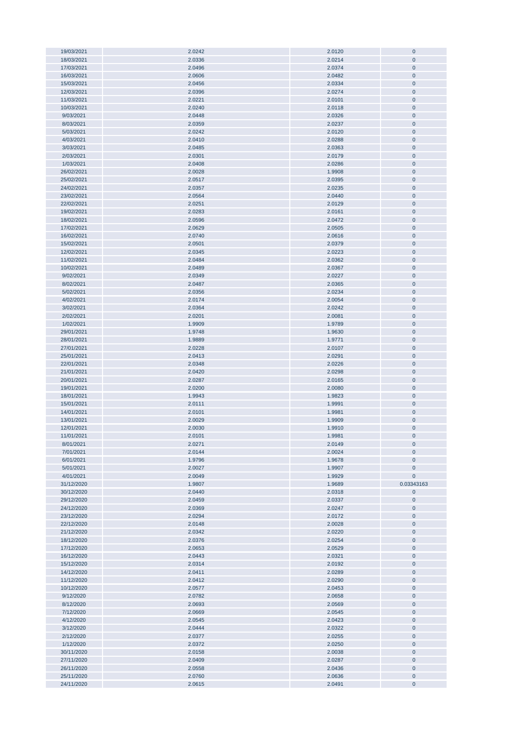| | | | |
|---|---|---|---|
| 19/03/2021 | 2.0242 | 2.0120 | 0 |
| 18/03/2021 | 2.0336 | 2.0214 | 0 |
| 17/03/2021 | 2.0496 | 2.0374 | 0 |
| 16/03/2021 | 2.0606 | 2.0482 | 0 |
| 15/03/2021 | 2.0456 | 2.0334 | 0 |
| 12/03/2021 | 2.0396 | 2.0274 | 0 |
| 11/03/2021 | 2.0221 | 2.0101 | 0 |
| 10/03/2021 | 2.0240 | 2.0118 | 0 |
| 9/03/2021 | 2.0448 | 2.0326 | 0 |
| 8/03/2021 | 2.0359 | 2.0237 | 0 |
| 5/03/2021 | 2.0242 | 2.0120 | 0 |
| 4/03/2021 | 2.0410 | 2.0288 | 0 |
| 3/03/2021 | 2.0485 | 2.0363 | 0 |
| 2/03/2021 | 2.0301 | 2.0179 | 0 |
| 1/03/2021 | 2.0408 | 2.0286 | 0 |
| 26/02/2021 | 2.0028 | 1.9908 | 0 |
| 25/02/2021 | 2.0517 | 2.0395 | 0 |
| 24/02/2021 | 2.0357 | 2.0235 | 0 |
| 23/02/2021 | 2.0564 | 2.0440 | 0 |
| 22/02/2021 | 2.0251 | 2.0129 | 0 |
| 19/02/2021 | 2.0283 | 2.0161 | 0 |
| 18/02/2021 | 2.0596 | 2.0472 | 0 |
| 17/02/2021 | 2.0629 | 2.0505 | 0 |
| 16/02/2021 | 2.0740 | 2.0616 | 0 |
| 15/02/2021 | 2.0501 | 2.0379 | 0 |
| 12/02/2021 | 2.0345 | 2.0223 | 0 |
| 11/02/2021 | 2.0484 | 2.0362 | 0 |
| 10/02/2021 | 2.0489 | 2.0367 | 0 |
| 9/02/2021 | 2.0349 | 2.0227 | 0 |
| 8/02/2021 | 2.0487 | 2.0365 | 0 |
| 5/02/2021 | 2.0356 | 2.0234 | 0 |
| 4/02/2021 | 2.0174 | 2.0054 | 0 |
| 3/02/2021 | 2.0364 | 2.0242 | 0 |
| 2/02/2021 | 2.0201 | 2.0081 | 0 |
| 1/02/2021 | 1.9909 | 1.9789 | 0 |
| 29/01/2021 | 1.9748 | 1.9630 | 0 |
| 28/01/2021 | 1.9889 | 1.9771 | 0 |
| 27/01/2021 | 2.0228 | 2.0107 | 0 |
| 25/01/2021 | 2.0413 | 2.0291 | 0 |
| 22/01/2021 | 2.0348 | 2.0226 | 0 |
| 21/01/2021 | 2.0420 | 2.0298 | 0 |
| 20/01/2021 | 2.0287 | 2.0165 | 0 |
| 19/01/2021 | 2.0200 | 2.0080 | 0 |
| 18/01/2021 | 1.9943 | 1.9823 | 0 |
| 15/01/2021 | 2.0111 | 1.9991 | 0 |
| 14/01/2021 | 2.0101 | 1.9981 | 0 |
| 13/01/2021 | 2.0029 | 1.9909 | 0 |
| 12/01/2021 | 2.0030 | 1.9910 | 0 |
| 11/01/2021 | 2.0101 | 1.9981 | 0 |
| 8/01/2021 | 2.0271 | 2.0149 | 0 |
| 7/01/2021 | 2.0144 | 2.0024 | 0 |
| 6/01/2021 | 1.9796 | 1.9678 | 0 |
| 5/01/2021 | 2.0027 | 1.9907 | 0 |
| 4/01/2021 | 2.0049 | 1.9929 | 0 |
| 31/12/2020 | 1.9807 | 1.9689 | 0.03343163 |
| 30/12/2020 | 2.0440 | 2.0318 | 0 |
| 29/12/2020 | 2.0459 | 2.0337 | 0 |
| 24/12/2020 | 2.0369 | 2.0247 | 0 |
| 23/12/2020 | 2.0294 | 2.0172 | 0 |
| 22/12/2020 | 2.0148 | 2.0028 | 0 |
| 21/12/2020 | 2.0342 | 2.0220 | 0 |
| 18/12/2020 | 2.0376 | 2.0254 | 0 |
| 17/12/2020 | 2.0653 | 2.0529 | 0 |
| 16/12/2020 | 2.0443 | 2.0321 | 0 |
| 15/12/2020 | 2.0314 | 2.0192 | 0 |
| 14/12/2020 | 2.0411 | 2.0289 | 0 |
| 11/12/2020 | 2.0412 | 2.0290 | 0 |
| 10/12/2020 | 2.0577 | 2.0453 | 0 |
| 9/12/2020 | 2.0782 | 2.0658 | 0 |
| 8/12/2020 | 2.0693 | 2.0569 | 0 |
| 7/12/2020 | 2.0669 | 2.0545 | 0 |
| 4/12/2020 | 2.0545 | 2.0423 | 0 |
| 3/12/2020 | 2.0444 | 2.0322 | 0 |
| 2/12/2020 | 2.0377 | 2.0255 | 0 |
| 1/12/2020 | 2.0372 | 2.0250 | 0 |
| 30/11/2020 | 2.0158 | 2.0038 | 0 |
| 27/11/2020 | 2.0409 | 2.0287 | 0 |
| 26/11/2020 | 2.0558 | 2.0436 | 0 |
| 25/11/2020 | 2.0760 | 2.0636 | 0 |
| 24/11/2020 | 2.0615 | 2.0491 | 0 |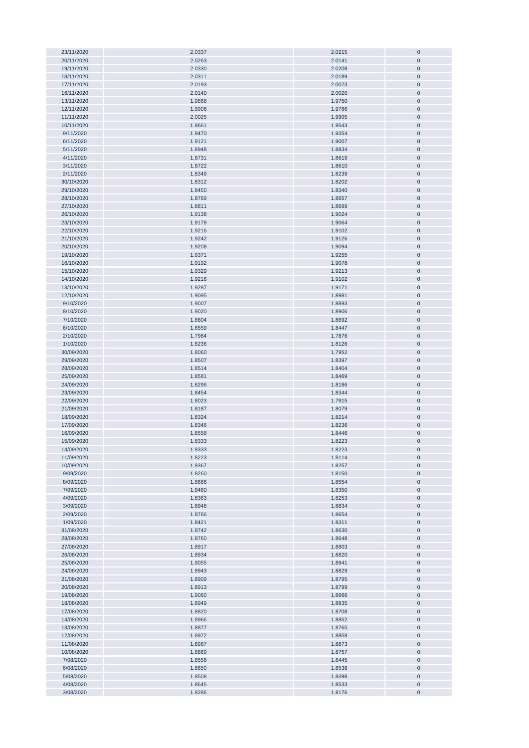| | | | |
|---|---|---|---|
| 23/11/2020 | 2.0337 | 2.0215 | 0 |
| 20/11/2020 | 2.0263 | 2.0141 | 0 |
| 19/11/2020 | 2.0330 | 2.0208 | 0 |
| 18/11/2020 | 2.0311 | 2.0189 | 0 |
| 17/11/2020 | 2.0193 | 2.0073 | 0 |
| 16/11/2020 | 2.0140 | 2.0020 | 0 |
| 13/11/2020 | 1.9868 | 1.9750 | 0 |
| 12/11/2020 | 1.9906 | 1.9786 | 0 |
| 11/11/2020 | 2.0025 | 1.9905 | 0 |
| 10/11/2020 | 1.9661 | 1.9543 | 0 |
| 9/11/2020 | 1.9470 | 1.9354 | 0 |
| 6/11/2020 | 1.9121 | 1.9007 | 0 |
| 5/11/2020 | 1.8948 | 1.8834 | 0 |
| 4/11/2020 | 1.8731 | 1.8619 | 0 |
| 3/11/2020 | 1.8722 | 1.8610 | 0 |
| 2/11/2020 | 1.8349 | 1.8239 | 0 |
| 30/10/2020 | 1.8312 | 1.8202 | 0 |
| 29/10/2020 | 1.8450 | 1.8340 | 0 |
| 28/10/2020 | 1.8769 | 1.8657 | 0 |
| 27/10/2020 | 1.8811 | 1.8699 | 0 |
| 26/10/2020 | 1.9138 | 1.9024 | 0 |
| 23/10/2020 | 1.9178 | 1.9064 | 0 |
| 22/10/2020 | 1.9216 | 1.9102 | 0 |
| 21/10/2020 | 1.9242 | 1.9126 | 0 |
| 20/10/2020 | 1.9208 | 1.9094 | 0 |
| 19/10/2020 | 1.9371 | 1.9255 | 0 |
| 16/10/2020 | 1.9192 | 1.9078 | 0 |
| 15/10/2020 | 1.9329 | 1.9213 | 0 |
| 14/10/2020 | 1.9216 | 1.9102 | 0 |
| 13/10/2020 | 1.9287 | 1.9171 | 0 |
| 12/10/2020 | 1.9095 | 1.8981 | 0 |
| 9/10/2020 | 1.9007 | 1.8893 | 0 |
| 8/10/2020 | 1.9020 | 1.8906 | 0 |
| 7/10/2020 | 1.8804 | 1.8692 | 0 |
| 6/10/2020 | 1.8559 | 1.8447 | 0 |
| 2/10/2020 | 1.7984 | 1.7876 | 0 |
| 1/10/2020 | 1.8236 | 1.8126 | 0 |
| 30/09/2020 | 1.8060 | 1.7952 | 0 |
| 29/09/2020 | 1.8507 | 1.8397 | 0 |
| 28/09/2020 | 1.8514 | 1.8404 | 0 |
| 25/09/2020 | 1.8581 | 1.8469 | 0 |
| 24/09/2020 | 1.8296 | 1.8186 | 0 |
| 23/09/2020 | 1.8454 | 1.8344 | 0 |
| 22/09/2020 | 1.8023 | 1.7915 | 0 |
| 21/09/2020 | 1.8187 | 1.8079 | 0 |
| 18/09/2020 | 1.8324 | 1.8214 | 0 |
| 17/09/2020 | 1.8346 | 1.8236 | 0 |
| 16/09/2020 | 1.8558 | 1.8446 | 0 |
| 15/09/2020 | 1.8333 | 1.8223 | 0 |
| 14/09/2020 | 1.8333 | 1.8223 | 0 |
| 11/09/2020 | 1.8223 | 1.8114 | 0 |
| 10/09/2020 | 1.8367 | 1.8257 | 0 |
| 9/09/2020 | 1.8260 | 1.8150 | 0 |
| 8/09/2020 | 1.8666 | 1.8554 | 0 |
| 7/09/2020 | 1.8460 | 1.8350 | 0 |
| 4/09/2020 | 1.8363 | 1.8253 | 0 |
| 3/09/2020 | 1.8948 | 1.8834 | 0 |
| 2/09/2020 | 1.8766 | 1.8654 | 0 |
| 1/09/2020 | 1.8421 | 1.8311 | 0 |
| 31/08/2020 | 1.8742 | 1.8630 | 0 |
| 28/08/2020 | 1.8760 | 1.8648 | 0 |
| 27/08/2020 | 1.8917 | 1.8803 | 0 |
| 26/08/2020 | 1.8934 | 1.8820 | 0 |
| 25/08/2020 | 1.9055 | 1.8941 | 0 |
| 24/08/2020 | 1.8943 | 1.8829 | 0 |
| 21/08/2020 | 1.8909 | 1.8795 | 0 |
| 20/08/2020 | 1.8913 | 1.8799 | 0 |
| 19/08/2020 | 1.9080 | 1.8966 | 0 |
| 18/08/2020 | 1.8949 | 1.8835 | 0 |
| 17/08/2020 | 1.8820 | 1.8708 | 0 |
| 14/08/2020 | 1.8966 | 1.8852 | 0 |
| 13/08/2020 | 1.8877 | 1.8765 | 0 |
| 12/08/2020 | 1.8972 | 1.8858 | 0 |
| 11/08/2020 | 1.8987 | 1.8873 | 0 |
| 10/08/2020 | 1.8869 | 1.8757 | 0 |
| 7/08/2020 | 1.8556 | 1.8445 | 0 |
| 6/08/2020 | 1.8650 | 1.8538 | 0 |
| 5/08/2020 | 1.8508 | 1.8398 | 0 |
| 4/08/2020 | 1.8645 | 1.8533 | 0 |
| 3/08/2020 | 1.8286 | 1.8176 | 0 |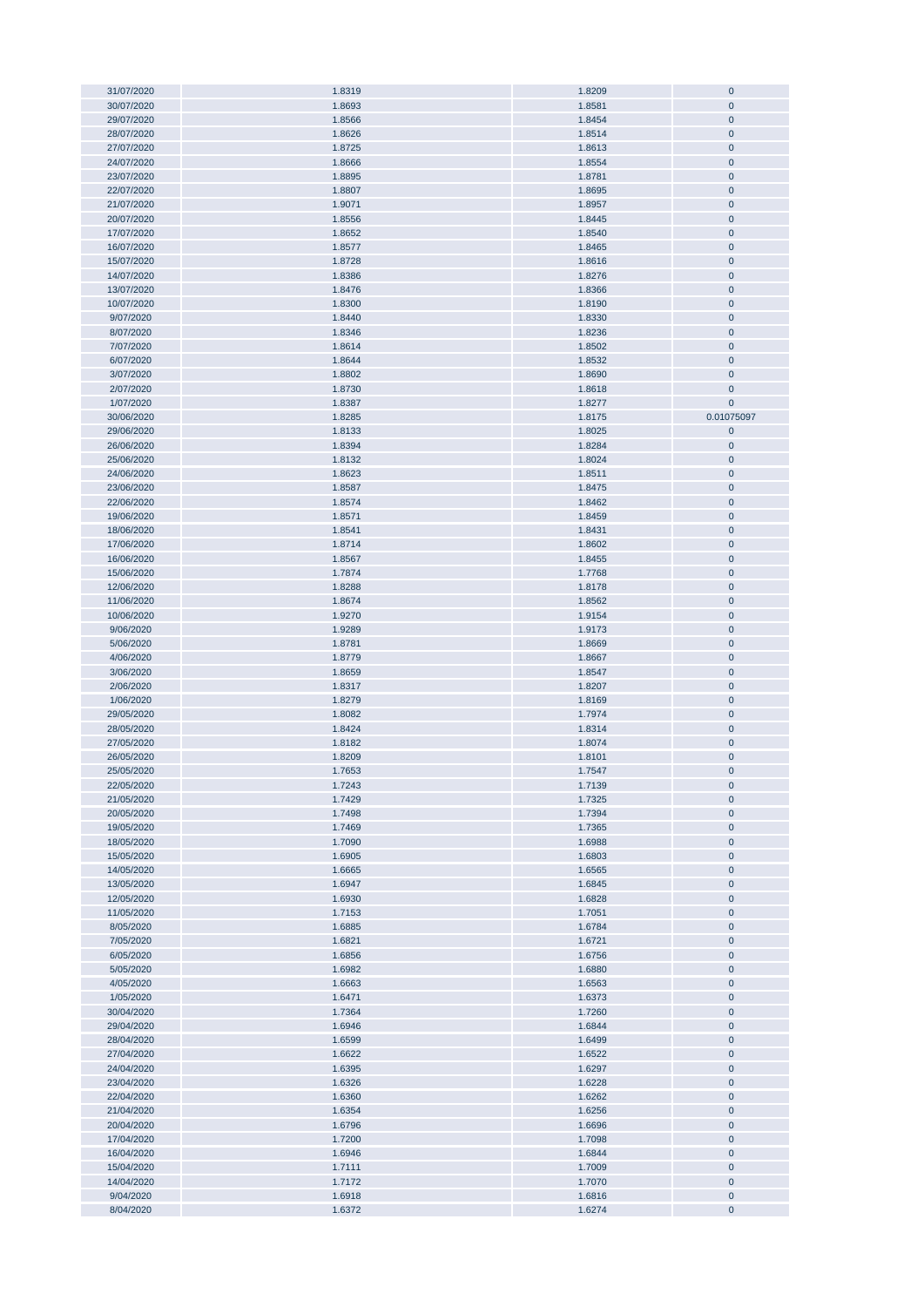| | | | |
|---|---|---|---|
| 31/07/2020 | 1.8319 | 1.8209 | 0 |
| 30/07/2020 | 1.8693 | 1.8581 | 0 |
| 29/07/2020 | 1.8566 | 1.8454 | 0 |
| 28/07/2020 | 1.8626 | 1.8514 | 0 |
| 27/07/2020 | 1.8725 | 1.8613 | 0 |
| 24/07/2020 | 1.8666 | 1.8554 | 0 |
| 23/07/2020 | 1.8895 | 1.8781 | 0 |
| 22/07/2020 | 1.8807 | 1.8695 | 0 |
| 21/07/2020 | 1.9071 | 1.8957 | 0 |
| 20/07/2020 | 1.8556 | 1.8445 | 0 |
| 17/07/2020 | 1.8652 | 1.8540 | 0 |
| 16/07/2020 | 1.8577 | 1.8465 | 0 |
| 15/07/2020 | 1.8728 | 1.8616 | 0 |
| 14/07/2020 | 1.8386 | 1.8276 | 0 |
| 13/07/2020 | 1.8476 | 1.8366 | 0 |
| 10/07/2020 | 1.8300 | 1.8190 | 0 |
| 9/07/2020 | 1.8440 | 1.8330 | 0 |
| 8/07/2020 | 1.8346 | 1.8236 | 0 |
| 7/07/2020 | 1.8614 | 1.8502 | 0 |
| 6/07/2020 | 1.8644 | 1.8532 | 0 |
| 3/07/2020 | 1.8802 | 1.8690 | 0 |
| 2/07/2020 | 1.8730 | 1.8618 | 0 |
| 1/07/2020 | 1.8387 | 1.8277 | 0 |
| 30/06/2020 | 1.8285 | 1.8175 | 0.01075097 |
| 29/06/2020 | 1.8133 | 1.8025 | 0 |
| 26/06/2020 | 1.8394 | 1.8284 | 0 |
| 25/06/2020 | 1.8132 | 1.8024 | 0 |
| 24/06/2020 | 1.8623 | 1.8511 | 0 |
| 23/06/2020 | 1.8587 | 1.8475 | 0 |
| 22/06/2020 | 1.8574 | 1.8462 | 0 |
| 19/06/2020 | 1.8571 | 1.8459 | 0 |
| 18/06/2020 | 1.8541 | 1.8431 | 0 |
| 17/06/2020 | 1.8714 | 1.8602 | 0 |
| 16/06/2020 | 1.8567 | 1.8455 | 0 |
| 15/06/2020 | 1.7874 | 1.7768 | 0 |
| 12/06/2020 | 1.8288 | 1.8178 | 0 |
| 11/06/2020 | 1.8674 | 1.8562 | 0 |
| 10/06/2020 | 1.9270 | 1.9154 | 0 |
| 9/06/2020 | 1.9289 | 1.9173 | 0 |
| 5/06/2020 | 1.8781 | 1.8669 | 0 |
| 4/06/2020 | 1.8779 | 1.8667 | 0 |
| 3/06/2020 | 1.8659 | 1.8547 | 0 |
| 2/06/2020 | 1.8317 | 1.8207 | 0 |
| 1/06/2020 | 1.8279 | 1.8169 | 0 |
| 29/05/2020 | 1.8082 | 1.7974 | 0 |
| 28/05/2020 | 1.8424 | 1.8314 | 0 |
| 27/05/2020 | 1.8182 | 1.8074 | 0 |
| 26/05/2020 | 1.8209 | 1.8101 | 0 |
| 25/05/2020 | 1.7653 | 1.7547 | 0 |
| 22/05/2020 | 1.7243 | 1.7139 | 0 |
| 21/05/2020 | 1.7429 | 1.7325 | 0 |
| 20/05/2020 | 1.7498 | 1.7394 | 0 |
| 19/05/2020 | 1.7469 | 1.7365 | 0 |
| 18/05/2020 | 1.7090 | 1.6988 | 0 |
| 15/05/2020 | 1.6905 | 1.6803 | 0 |
| 14/05/2020 | 1.6665 | 1.6565 | 0 |
| 13/05/2020 | 1.6947 | 1.6845 | 0 |
| 12/05/2020 | 1.6930 | 1.6828 | 0 |
| 11/05/2020 | 1.7153 | 1.7051 | 0 |
| 8/05/2020 | 1.6885 | 1.6784 | 0 |
| 7/05/2020 | 1.6821 | 1.6721 | 0 |
| 6/05/2020 | 1.6856 | 1.6756 | 0 |
| 5/05/2020 | 1.6982 | 1.6880 | 0 |
| 4/05/2020 | 1.6663 | 1.6563 | 0 |
| 1/05/2020 | 1.6471 | 1.6373 | 0 |
| 30/04/2020 | 1.7364 | 1.7260 | 0 |
| 29/04/2020 | 1.6946 | 1.6844 | 0 |
| 28/04/2020 | 1.6599 | 1.6499 | 0 |
| 27/04/2020 | 1.6622 | 1.6522 | 0 |
| 24/04/2020 | 1.6395 | 1.6297 | 0 |
| 23/04/2020 | 1.6326 | 1.6228 | 0 |
| 22/04/2020 | 1.6360 | 1.6262 | 0 |
| 21/04/2020 | 1.6354 | 1.6256 | 0 |
| 20/04/2020 | 1.6796 | 1.6696 | 0 |
| 17/04/2020 | 1.7200 | 1.7098 | 0 |
| 16/04/2020 | 1.6946 | 1.6844 | 0 |
| 15/04/2020 | 1.7111 | 1.7009 | 0 |
| 14/04/2020 | 1.7172 | 1.7070 | 0 |
| 9/04/2020 | 1.6918 | 1.6816 | 0 |
| 8/04/2020 | 1.6372 | 1.6274 | 0 |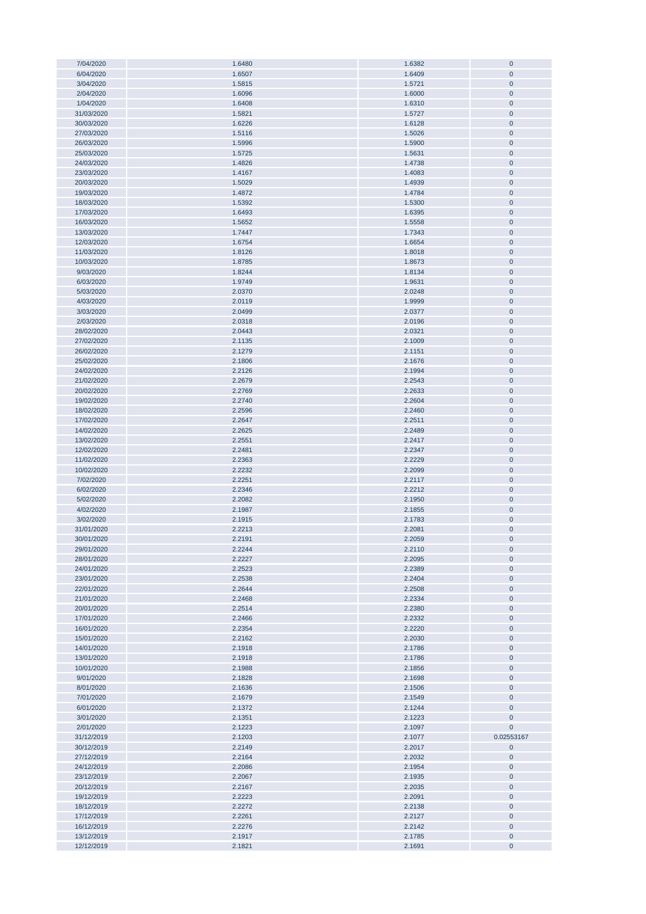| 7/04/2020 | 1.6480 | 1.6382 | 0 |
|---|---|---|---|
| 6/04/2020 | 1.6507 | 1.6409 | 0 |
| 3/04/2020 | 1.5815 | 1.5721 | 0 |
| 2/04/2020 | 1.6096 | 1.6000 | 0 |
| 1/04/2020 | 1.6408 | 1.6310 | 0 |
| 31/03/2020 | 1.5821 | 1.5727 | 0 |
| 30/03/2020 | 1.6226 | 1.6128 | 0 |
| 27/03/2020 | 1.5116 | 1.5026 | 0 |
| 26/03/2020 | 1.5996 | 1.5900 | 0 |
| 25/03/2020 | 1.5725 | 1.5631 | 0 |
| 24/03/2020 | 1.4826 | 1.4738 | 0 |
| 23/03/2020 | 1.4167 | 1.4083 | 0 |
| 20/03/2020 | 1.5029 | 1.4939 | 0 |
| 19/03/2020 | 1.4872 | 1.4784 | 0 |
| 18/03/2020 | 1.5392 | 1.5300 | 0 |
| 17/03/2020 | 1.6493 | 1.6395 | 0 |
| 16/03/2020 | 1.5652 | 1.5558 | 0 |
| 13/03/2020 | 1.7447 | 1.7343 | 0 |
| 12/03/2020 | 1.6754 | 1.6654 | 0 |
| 11/03/2020 | 1.8126 | 1.8018 | 0 |
| 10/03/2020 | 1.8785 | 1.8673 | 0 |
| 9/03/2020 | 1.8244 | 1.8134 | 0 |
| 6/03/2020 | 1.9749 | 1.9631 | 0 |
| 5/03/2020 | 2.0370 | 2.0248 | 0 |
| 4/03/2020 | 2.0119 | 1.9999 | 0 |
| 3/03/2020 | 2.0499 | 2.0377 | 0 |
| 2/03/2020 | 2.0318 | 2.0196 | 0 |
| 28/02/2020 | 2.0443 | 2.0321 | 0 |
| 27/02/2020 | 2.1135 | 2.1009 | 0 |
| 26/02/2020 | 2.1279 | 2.1151 | 0 |
| 25/02/2020 | 2.1806 | 2.1676 | 0 |
| 24/02/2020 | 2.2126 | 2.1994 | 0 |
| 21/02/2020 | 2.2679 | 2.2543 | 0 |
| 20/02/2020 | 2.2769 | 2.2633 | 0 |
| 19/02/2020 | 2.2740 | 2.2604 | 0 |
| 18/02/2020 | 2.2596 | 2.2460 | 0 |
| 17/02/2020 | 2.2647 | 2.2511 | 0 |
| 14/02/2020 | 2.2625 | 2.2489 | 0 |
| 13/02/2020 | 2.2551 | 2.2417 | 0 |
| 12/02/2020 | 2.2481 | 2.2347 | 0 |
| 11/02/2020 | 2.2363 | 2.2229 | 0 |
| 10/02/2020 | 2.2232 | 2.2099 | 0 |
| 7/02/2020 | 2.2251 | 2.2117 | 0 |
| 6/02/2020 | 2.2346 | 2.2212 | 0 |
| 5/02/2020 | 2.2082 | 2.1950 | 0 |
| 4/02/2020 | 2.1987 | 2.1855 | 0 |
| 3/02/2020 | 2.1915 | 2.1783 | 0 |
| 31/01/2020 | 2.2213 | 2.2081 | 0 |
| 30/01/2020 | 2.2191 | 2.2059 | 0 |
| 29/01/2020 | 2.2244 | 2.2110 | 0 |
| 28/01/2020 | 2.2227 | 2.2095 | 0 |
| 24/01/2020 | 2.2523 | 2.2389 | 0 |
| 23/01/2020 | 2.2538 | 2.2404 | 0 |
| 22/01/2020 | 2.2644 | 2.2508 | 0 |
| 21/01/2020 | 2.2468 | 2.2334 | 0 |
| 20/01/2020 | 2.2514 | 2.2380 | 0 |
| 17/01/2020 | 2.2466 | 2.2332 | 0 |
| 16/01/2020 | 2.2354 | 2.2220 | 0 |
| 15/01/2020 | 2.2162 | 2.2030 | 0 |
| 14/01/2020 | 2.1918 | 2.1786 | 0 |
| 13/01/2020 | 2.1918 | 2.1786 | 0 |
| 10/01/2020 | 2.1988 | 2.1856 | 0 |
| 9/01/2020 | 2.1828 | 2.1698 | 0 |
| 8/01/2020 | 2.1636 | 2.1506 | 0 |
| 7/01/2020 | 2.1679 | 2.1549 | 0 |
| 6/01/2020 | 2.1372 | 2.1244 | 0 |
| 3/01/2020 | 2.1351 | 2.1223 | 0 |
| 2/01/2020 | 2.1223 | 2.1097 | 0 |
| 31/12/2019 | 2.1203 | 2.1077 | 0.02553167 |
| 30/12/2019 | 2.2149 | 2.2017 | 0 |
| 27/12/2019 | 2.2164 | 2.2032 | 0 |
| 24/12/2019 | 2.2086 | 2.1954 | 0 |
| 23/12/2019 | 2.2067 | 2.1935 | 0 |
| 20/12/2019 | 2.2167 | 2.2035 | 0 |
| 19/12/2019 | 2.2223 | 2.2091 | 0 |
| 18/12/2019 | 2.2272 | 2.2138 | 0 |
| 17/12/2019 | 2.2261 | 2.2127 | 0 |
| 16/12/2019 | 2.2276 | 2.2142 | 0 |
| 13/12/2019 | 2.1917 | 2.1785 | 0 |
| 12/12/2019 | 2.1821 | 2.1691 | 0 |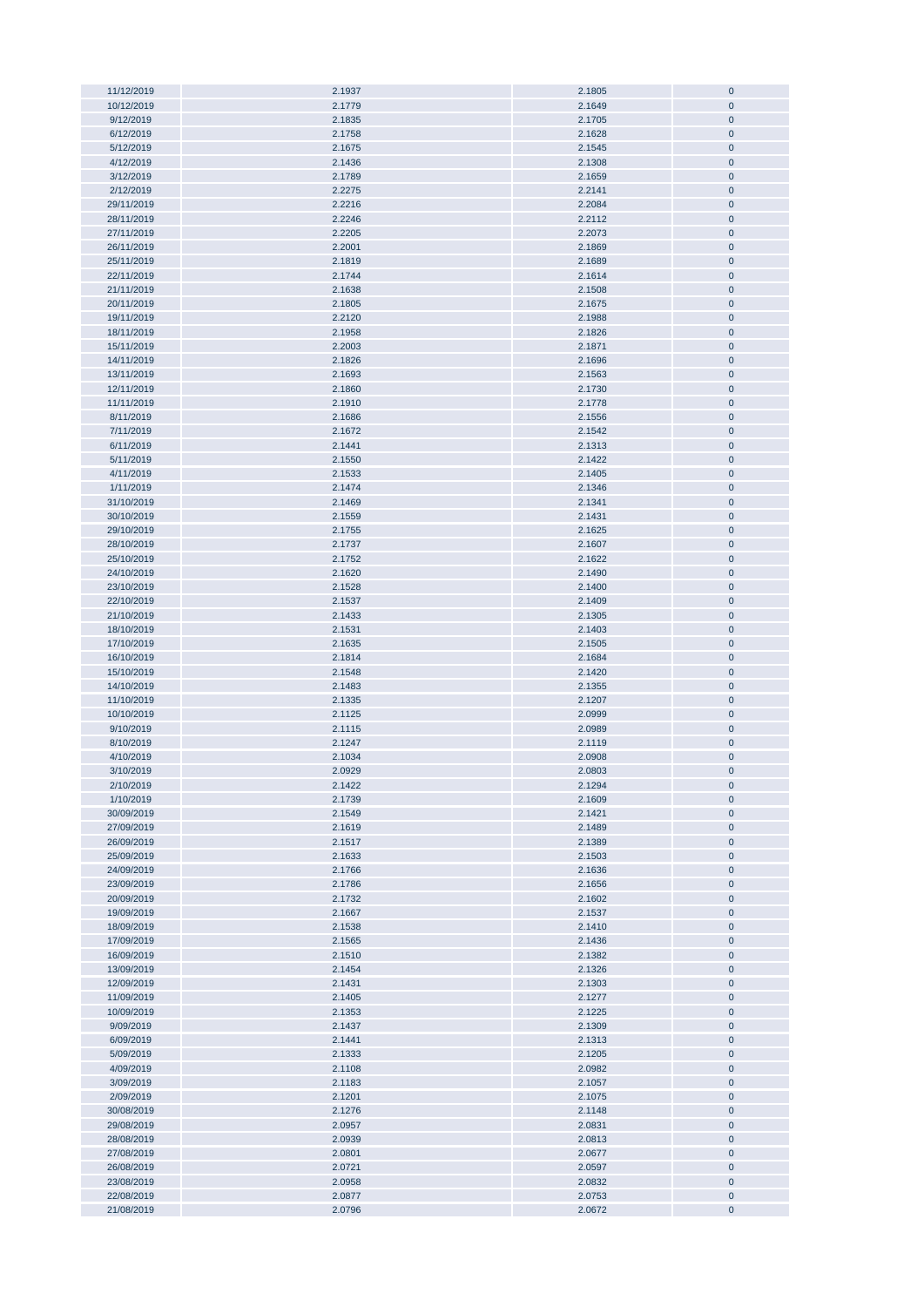| | | | |
|---|---|---|---|
| 11/12/2019 | 2.1937 | 2.1805 | 0 |
| 10/12/2019 | 2.1779 | 2.1649 | 0 |
| 9/12/2019 | 2.1835 | 2.1705 | 0 |
| 6/12/2019 | 2.1758 | 2.1628 | 0 |
| 5/12/2019 | 2.1675 | 2.1545 | 0 |
| 4/12/2019 | 2.1436 | 2.1308 | 0 |
| 3/12/2019 | 2.1789 | 2.1659 | 0 |
| 2/12/2019 | 2.2275 | 2.2141 | 0 |
| 29/11/2019 | 2.2216 | 2.2084 | 0 |
| 28/11/2019 | 2.2246 | 2.2112 | 0 |
| 27/11/2019 | 2.2205 | 2.2073 | 0 |
| 26/11/2019 | 2.2001 | 2.1869 | 0 |
| 25/11/2019 | 2.1819 | 2.1689 | 0 |
| 22/11/2019 | 2.1744 | 2.1614 | 0 |
| 21/11/2019 | 2.1638 | 2.1508 | 0 |
| 20/11/2019 | 2.1805 | 2.1675 | 0 |
| 19/11/2019 | 2.2120 | 2.1988 | 0 |
| 18/11/2019 | 2.1958 | 2.1826 | 0 |
| 15/11/2019 | 2.2003 | 2.1871 | 0 |
| 14/11/2019 | 2.1826 | 2.1696 | 0 |
| 13/11/2019 | 2.1693 | 2.1563 | 0 |
| 12/11/2019 | 2.1860 | 2.1730 | 0 |
| 11/11/2019 | 2.1910 | 2.1778 | 0 |
| 8/11/2019 | 2.1686 | 2.1556 | 0 |
| 7/11/2019 | 2.1672 | 2.1542 | 0 |
| 6/11/2019 | 2.1441 | 2.1313 | 0 |
| 5/11/2019 | 2.1550 | 2.1422 | 0 |
| 4/11/2019 | 2.1533 | 2.1405 | 0 |
| 1/11/2019 | 2.1474 | 2.1346 | 0 |
| 31/10/2019 | 2.1469 | 2.1341 | 0 |
| 30/10/2019 | 2.1559 | 2.1431 | 0 |
| 29/10/2019 | 2.1755 | 2.1625 | 0 |
| 28/10/2019 | 2.1737 | 2.1607 | 0 |
| 25/10/2019 | 2.1752 | 2.1622 | 0 |
| 24/10/2019 | 2.1620 | 2.1490 | 0 |
| 23/10/2019 | 2.1528 | 2.1400 | 0 |
| 22/10/2019 | 2.1537 | 2.1409 | 0 |
| 21/10/2019 | 2.1433 | 2.1305 | 0 |
| 18/10/2019 | 2.1531 | 2.1403 | 0 |
| 17/10/2019 | 2.1635 | 2.1505 | 0 |
| 16/10/2019 | 2.1814 | 2.1684 | 0 |
| 15/10/2019 | 2.1548 | 2.1420 | 0 |
| 14/10/2019 | 2.1483 | 2.1355 | 0 |
| 11/10/2019 | 2.1335 | 2.1207 | 0 |
| 10/10/2019 | 2.1125 | 2.0999 | 0 |
| 9/10/2019 | 2.1115 | 2.0989 | 0 |
| 8/10/2019 | 2.1247 | 2.1119 | 0 |
| 4/10/2019 | 2.1034 | 2.0908 | 0 |
| 3/10/2019 | 2.0929 | 2.0803 | 0 |
| 2/10/2019 | 2.1422 | 2.1294 | 0 |
| 1/10/2019 | 2.1739 | 2.1609 | 0 |
| 30/09/2019 | 2.1549 | 2.1421 | 0 |
| 27/09/2019 | 2.1619 | 2.1489 | 0 |
| 26/09/2019 | 2.1517 | 2.1389 | 0 |
| 25/09/2019 | 2.1633 | 2.1503 | 0 |
| 24/09/2019 | 2.1766 | 2.1636 | 0 |
| 23/09/2019 | 2.1786 | 2.1656 | 0 |
| 20/09/2019 | 2.1732 | 2.1602 | 0 |
| 19/09/2019 | 2.1667 | 2.1537 | 0 |
| 18/09/2019 | 2.1538 | 2.1410 | 0 |
| 17/09/2019 | 2.1565 | 2.1436 | 0 |
| 16/09/2019 | 2.1510 | 2.1382 | 0 |
| 13/09/2019 | 2.1454 | 2.1326 | 0 |
| 12/09/2019 | 2.1431 | 2.1303 | 0 |
| 11/09/2019 | 2.1405 | 2.1277 | 0 |
| 10/09/2019 | 2.1353 | 2.1225 | 0 |
| 9/09/2019 | 2.1437 | 2.1309 | 0 |
| 6/09/2019 | 2.1441 | 2.1313 | 0 |
| 5/09/2019 | 2.1333 | 2.1205 | 0 |
| 4/09/2019 | 2.1108 | 2.0982 | 0 |
| 3/09/2019 | 2.1183 | 2.1057 | 0 |
| 2/09/2019 | 2.1201 | 2.1075 | 0 |
| 30/08/2019 | 2.1276 | 2.1148 | 0 |
| 29/08/2019 | 2.0957 | 2.0831 | 0 |
| 28/08/2019 | 2.0939 | 2.0813 | 0 |
| 27/08/2019 | 2.0801 | 2.0677 | 0 |
| 26/08/2019 | 2.0721 | 2.0597 | 0 |
| 23/08/2019 | 2.0958 | 2.0832 | 0 |
| 22/08/2019 | 2.0877 | 2.0753 | 0 |
| 21/08/2019 | 2.0796 | 2.0672 | 0 |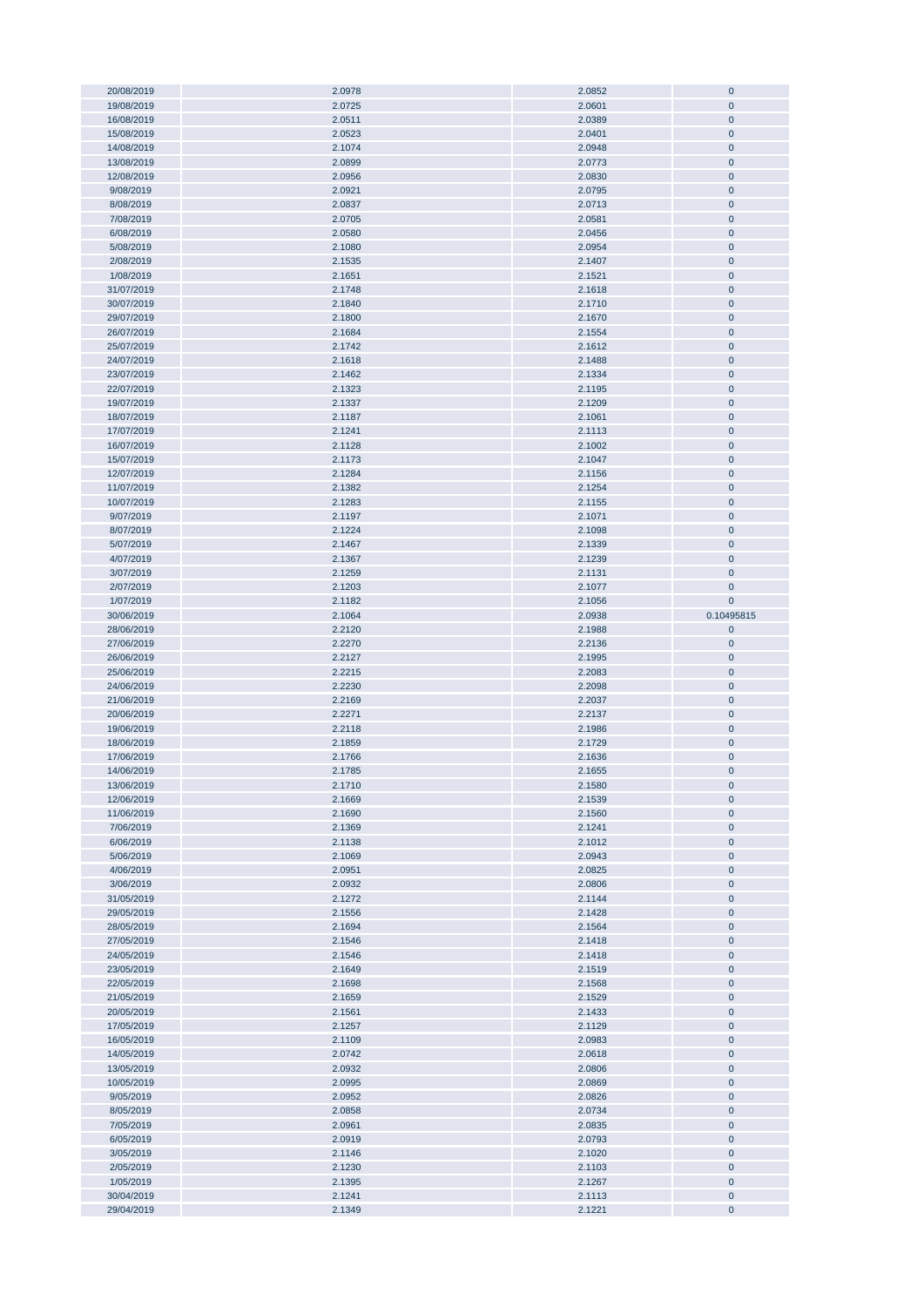| | | | |
|---|---|---|---|
| 20/08/2019 | 2.0978 | 2.0852 | 0 |
| 19/08/2019 | 2.0725 | 2.0601 | 0 |
| 16/08/2019 | 2.0511 | 2.0389 | 0 |
| 15/08/2019 | 2.0523 | 2.0401 | 0 |
| 14/08/2019 | 2.1074 | 2.0948 | 0 |
| 13/08/2019 | 2.0899 | 2.0773 | 0 |
| 12/08/2019 | 2.0956 | 2.0830 | 0 |
| 9/08/2019 | 2.0921 | 2.0795 | 0 |
| 8/08/2019 | 2.0837 | 2.0713 | 0 |
| 7/08/2019 | 2.0705 | 2.0581 | 0 |
| 6/08/2019 | 2.0580 | 2.0456 | 0 |
| 5/08/2019 | 2.1080 | 2.0954 | 0 |
| 2/08/2019 | 2.1535 | 2.1407 | 0 |
| 1/08/2019 | 2.1651 | 2.1521 | 0 |
| 31/07/2019 | 2.1748 | 2.1618 | 0 |
| 30/07/2019 | 2.1840 | 2.1710 | 0 |
| 29/07/2019 | 2.1800 | 2.1670 | 0 |
| 26/07/2019 | 2.1684 | 2.1554 | 0 |
| 25/07/2019 | 2.1742 | 2.1612 | 0 |
| 24/07/2019 | 2.1618 | 2.1488 | 0 |
| 23/07/2019 | 2.1462 | 2.1334 | 0 |
| 22/07/2019 | 2.1323 | 2.1195 | 0 |
| 19/07/2019 | 2.1337 | 2.1209 | 0 |
| 18/07/2019 | 2.1187 | 2.1061 | 0 |
| 17/07/2019 | 2.1241 | 2.1113 | 0 |
| 16/07/2019 | 2.1128 | 2.1002 | 0 |
| 15/07/2019 | 2.1173 | 2.1047 | 0 |
| 12/07/2019 | 2.1284 | 2.1156 | 0 |
| 11/07/2019 | 2.1382 | 2.1254 | 0 |
| 10/07/2019 | 2.1283 | 2.1155 | 0 |
| 9/07/2019 | 2.1197 | 2.1071 | 0 |
| 8/07/2019 | 2.1224 | 2.1098 | 0 |
| 5/07/2019 | 2.1467 | 2.1339 | 0 |
| 4/07/2019 | 2.1367 | 2.1239 | 0 |
| 3/07/2019 | 2.1259 | 2.1131 | 0 |
| 2/07/2019 | 2.1203 | 2.1077 | 0 |
| 1/07/2019 | 2.1182 | 2.1056 | 0 |
| 30/06/2019 | 2.1064 | 2.0938 | 0.10495815 |
| 28/06/2019 | 2.2120 | 2.1988 | 0 |
| 27/06/2019 | 2.2270 | 2.2136 | 0 |
| 26/06/2019 | 2.2127 | 2.1995 | 0 |
| 25/06/2019 | 2.2215 | 2.2083 | 0 |
| 24/06/2019 | 2.2230 | 2.2098 | 0 |
| 21/06/2019 | 2.2169 | 2.2037 | 0 |
| 20/06/2019 | 2.2271 | 2.2137 | 0 |
| 19/06/2019 | 2.2118 | 2.1986 | 0 |
| 18/06/2019 | 2.1859 | 2.1729 | 0 |
| 17/06/2019 | 2.1766 | 2.1636 | 0 |
| 14/06/2019 | 2.1785 | 2.1655 | 0 |
| 13/06/2019 | 2.1710 | 2.1580 | 0 |
| 12/06/2019 | 2.1669 | 2.1539 | 0 |
| 11/06/2019 | 2.1690 | 2.1560 | 0 |
| 7/06/2019 | 2.1369 | 2.1241 | 0 |
| 6/06/2019 | 2.1138 | 2.1012 | 0 |
| 5/06/2019 | 2.1069 | 2.0943 | 0 |
| 4/06/2019 | 2.0951 | 2.0825 | 0 |
| 3/06/2019 | 2.0932 | 2.0806 | 0 |
| 31/05/2019 | 2.1272 | 2.1144 | 0 |
| 29/05/2019 | 2.1556 | 2.1428 | 0 |
| 28/05/2019 | 2.1694 | 2.1564 | 0 |
| 27/05/2019 | 2.1546 | 2.1418 | 0 |
| 24/05/2019 | 2.1546 | 2.1418 | 0 |
| 23/05/2019 | 2.1649 | 2.1519 | 0 |
| 22/05/2019 | 2.1698 | 2.1568 | 0 |
| 21/05/2019 | 2.1659 | 2.1529 | 0 |
| 20/05/2019 | 2.1561 | 2.1433 | 0 |
| 17/05/2019 | 2.1257 | 2.1129 | 0 |
| 16/05/2019 | 2.1109 | 2.0983 | 0 |
| 14/05/2019 | 2.0742 | 2.0618 | 0 |
| 13/05/2019 | 2.0932 | 2.0806 | 0 |
| 10/05/2019 | 2.0995 | 2.0869 | 0 |
| 9/05/2019 | 2.0952 | 2.0826 | 0 |
| 8/05/2019 | 2.0858 | 2.0734 | 0 |
| 7/05/2019 | 2.0961 | 2.0835 | 0 |
| 6/05/2019 | 2.0919 | 2.0793 | 0 |
| 3/05/2019 | 2.1146 | 2.1020 | 0 |
| 2/05/2019 | 2.1230 | 2.1103 | 0 |
| 1/05/2019 | 2.1395 | 2.1267 | 0 |
| 30/04/2019 | 2.1241 | 2.1113 | 0 |
| 29/04/2019 | 2.1349 | 2.1221 | 0 |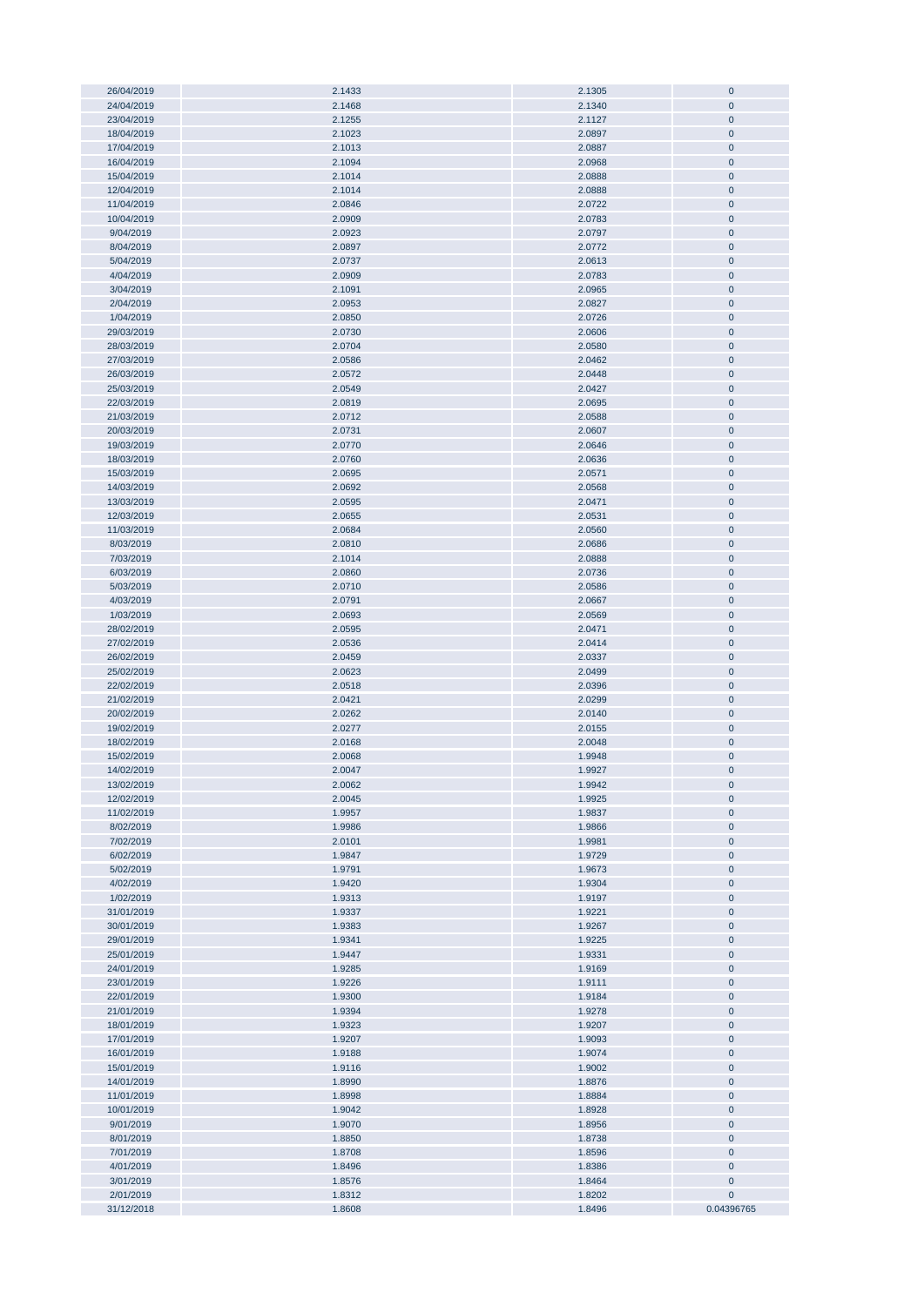| | | | |
|---|---|---|---|
| 26/04/2019 | 2.1433 | 2.1305 | 0 |
| 24/04/2019 | 2.1468 | 2.1340 | 0 |
| 23/04/2019 | 2.1255 | 2.1127 | 0 |
| 18/04/2019 | 2.1023 | 2.0897 | 0 |
| 17/04/2019 | 2.1013 | 2.0887 | 0 |
| 16/04/2019 | 2.1094 | 2.0968 | 0 |
| 15/04/2019 | 2.1014 | 2.0888 | 0 |
| 12/04/2019 | 2.1014 | 2.0888 | 0 |
| 11/04/2019 | 2.0846 | 2.0722 | 0 |
| 10/04/2019 | 2.0909 | 2.0783 | 0 |
| 9/04/2019 | 2.0923 | 2.0797 | 0 |
| 8/04/2019 | 2.0897 | 2.0772 | 0 |
| 5/04/2019 | 2.0737 | 2.0613 | 0 |
| 4/04/2019 | 2.0909 | 2.0783 | 0 |
| 3/04/2019 | 2.1091 | 2.0965 | 0 |
| 2/04/2019 | 2.0953 | 2.0827 | 0 |
| 1/04/2019 | 2.0850 | 2.0726 | 0 |
| 29/03/2019 | 2.0730 | 2.0606 | 0 |
| 28/03/2019 | 2.0704 | 2.0580 | 0 |
| 27/03/2019 | 2.0586 | 2.0462 | 0 |
| 26/03/2019 | 2.0572 | 2.0448 | 0 |
| 25/03/2019 | 2.0549 | 2.0427 | 0 |
| 22/03/2019 | 2.0819 | 2.0695 | 0 |
| 21/03/2019 | 2.0712 | 2.0588 | 0 |
| 20/03/2019 | 2.0731 | 2.0607 | 0 |
| 19/03/2019 | 2.0770 | 2.0646 | 0 |
| 18/03/2019 | 2.0760 | 2.0636 | 0 |
| 15/03/2019 | 2.0695 | 2.0571 | 0 |
| 14/03/2019 | 2.0692 | 2.0568 | 0 |
| 13/03/2019 | 2.0595 | 2.0471 | 0 |
| 12/03/2019 | 2.0655 | 2.0531 | 0 |
| 11/03/2019 | 2.0684 | 2.0560 | 0 |
| 8/03/2019 | 2.0810 | 2.0686 | 0 |
| 7/03/2019 | 2.1014 | 2.0888 | 0 |
| 6/03/2019 | 2.0860 | 2.0736 | 0 |
| 5/03/2019 | 2.0710 | 2.0586 | 0 |
| 4/03/2019 | 2.0791 | 2.0667 | 0 |
| 1/03/2019 | 2.0693 | 2.0569 | 0 |
| 28/02/2019 | 2.0595 | 2.0471 | 0 |
| 27/02/2019 | 2.0536 | 2.0414 | 0 |
| 26/02/2019 | 2.0459 | 2.0337 | 0 |
| 25/02/2019 | 2.0623 | 2.0499 | 0 |
| 22/02/2019 | 2.0518 | 2.0396 | 0 |
| 21/02/2019 | 2.0421 | 2.0299 | 0 |
| 20/02/2019 | 2.0262 | 2.0140 | 0 |
| 19/02/2019 | 2.0277 | 2.0155 | 0 |
| 18/02/2019 | 2.0168 | 2.0048 | 0 |
| 15/02/2019 | 2.0068 | 1.9948 | 0 |
| 14/02/2019 | 2.0047 | 1.9927 | 0 |
| 13/02/2019 | 2.0062 | 1.9942 | 0 |
| 12/02/2019 | 2.0045 | 1.9925 | 0 |
| 11/02/2019 | 1.9957 | 1.9837 | 0 |
| 8/02/2019 | 1.9986 | 1.9866 | 0 |
| 7/02/2019 | 2.0101 | 1.9981 | 0 |
| 6/02/2019 | 1.9847 | 1.9729 | 0 |
| 5/02/2019 | 1.9791 | 1.9673 | 0 |
| 4/02/2019 | 1.9420 | 1.9304 | 0 |
| 1/02/2019 | 1.9313 | 1.9197 | 0 |
| 31/01/2019 | 1.9337 | 1.9221 | 0 |
| 30/01/2019 | 1.9383 | 1.9267 | 0 |
| 29/01/2019 | 1.9341 | 1.9225 | 0 |
| 25/01/2019 | 1.9447 | 1.9331 | 0 |
| 24/01/2019 | 1.9285 | 1.9169 | 0 |
| 23/01/2019 | 1.9226 | 1.9111 | 0 |
| 22/01/2019 | 1.9300 | 1.9184 | 0 |
| 21/01/2019 | 1.9394 | 1.9278 | 0 |
| 18/01/2019 | 1.9323 | 1.9207 | 0 |
| 17/01/2019 | 1.9207 | 1.9093 | 0 |
| 16/01/2019 | 1.9188 | 1.9074 | 0 |
| 15/01/2019 | 1.9116 | 1.9002 | 0 |
| 14/01/2019 | 1.8990 | 1.8876 | 0 |
| 11/01/2019 | 1.8998 | 1.8884 | 0 |
| 10/01/2019 | 1.9042 | 1.8928 | 0 |
| 9/01/2019 | 1.9070 | 1.8956 | 0 |
| 8/01/2019 | 1.8850 | 1.8738 | 0 |
| 7/01/2019 | 1.8708 | 1.8596 | 0 |
| 4/01/2019 | 1.8496 | 1.8386 | 0 |
| 3/01/2019 | 1.8576 | 1.8464 | 0 |
| 2/01/2019 | 1.8312 | 1.8202 | 0 |
| 31/12/2018 | 1.8608 | 1.8496 | 0.04396765 |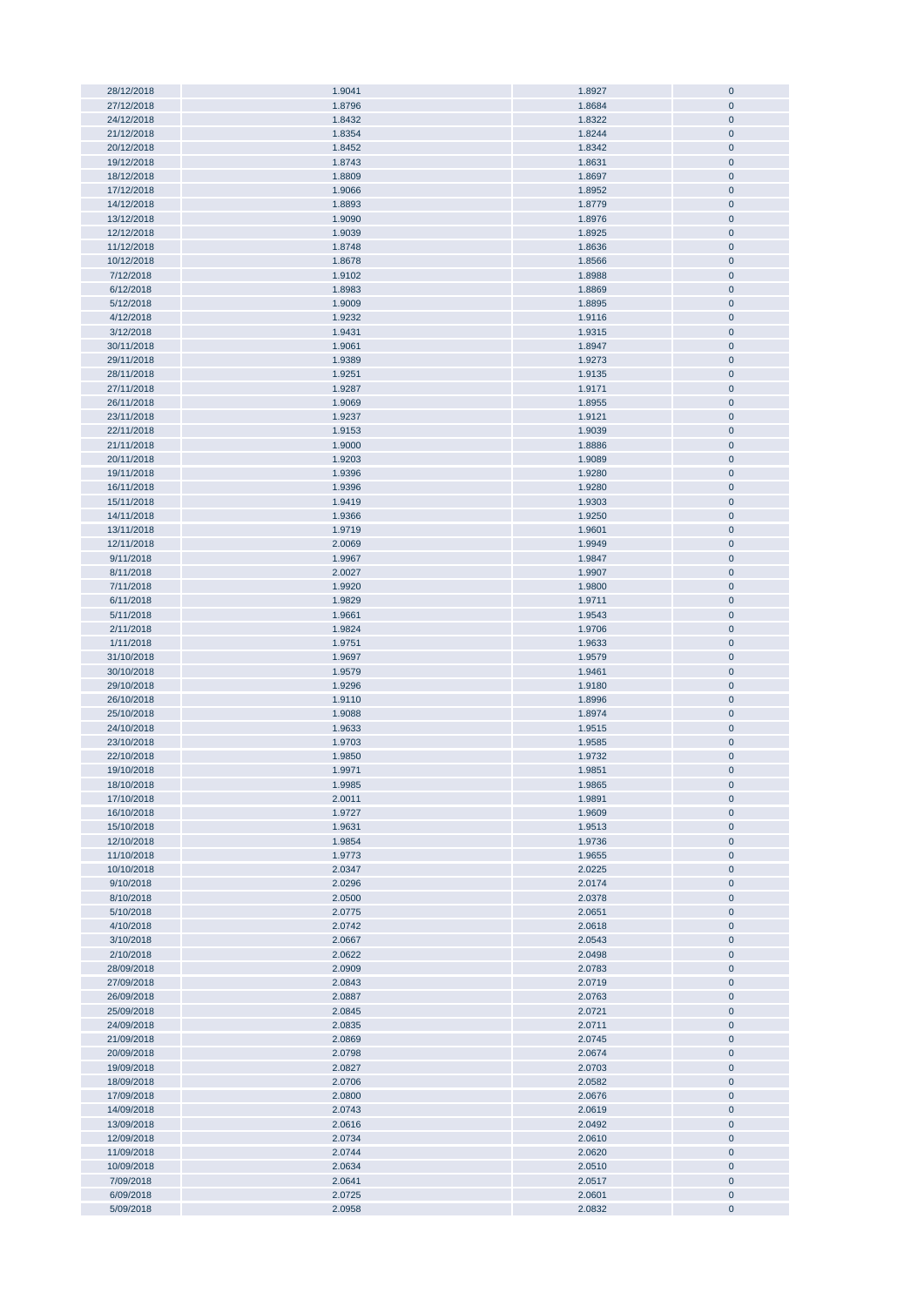| | | | |
|---|---|---|---|
| 28/12/2018 | 1.9041 | 1.8927 | 0 |
| 27/12/2018 | 1.8796 | 1.8684 | 0 |
| 24/12/2018 | 1.8432 | 1.8322 | 0 |
| 21/12/2018 | 1.8354 | 1.8244 | 0 |
| 20/12/2018 | 1.8452 | 1.8342 | 0 |
| 19/12/2018 | 1.8743 | 1.8631 | 0 |
| 18/12/2018 | 1.8809 | 1.8697 | 0 |
| 17/12/2018 | 1.9066 | 1.8952 | 0 |
| 14/12/2018 | 1.8893 | 1.8779 | 0 |
| 13/12/2018 | 1.9090 | 1.8976 | 0 |
| 12/12/2018 | 1.9039 | 1.8925 | 0 |
| 11/12/2018 | 1.8748 | 1.8636 | 0 |
| 10/12/2018 | 1.8678 | 1.8566 | 0 |
| 7/12/2018 | 1.9102 | 1.8988 | 0 |
| 6/12/2018 | 1.8983 | 1.8869 | 0 |
| 5/12/2018 | 1.9009 | 1.8895 | 0 |
| 4/12/2018 | 1.9232 | 1.9116 | 0 |
| 3/12/2018 | 1.9431 | 1.9315 | 0 |
| 30/11/2018 | 1.9061 | 1.8947 | 0 |
| 29/11/2018 | 1.9389 | 1.9273 | 0 |
| 28/11/2018 | 1.9251 | 1.9135 | 0 |
| 27/11/2018 | 1.9287 | 1.9171 | 0 |
| 26/11/2018 | 1.9069 | 1.8955 | 0 |
| 23/11/2018 | 1.9237 | 1.9121 | 0 |
| 22/11/2018 | 1.9153 | 1.9039 | 0 |
| 21/11/2018 | 1.9000 | 1.8886 | 0 |
| 20/11/2018 | 1.9203 | 1.9089 | 0 |
| 19/11/2018 | 1.9396 | 1.9280 | 0 |
| 16/11/2018 | 1.9396 | 1.9280 | 0 |
| 15/11/2018 | 1.9419 | 1.9303 | 0 |
| 14/11/2018 | 1.9366 | 1.9250 | 0 |
| 13/11/2018 | 1.9719 | 1.9601 | 0 |
| 12/11/2018 | 2.0069 | 1.9949 | 0 |
| 9/11/2018 | 1.9967 | 1.9847 | 0 |
| 8/11/2018 | 2.0027 | 1.9907 | 0 |
| 7/11/2018 | 1.9920 | 1.9800 | 0 |
| 6/11/2018 | 1.9829 | 1.9711 | 0 |
| 5/11/2018 | 1.9661 | 1.9543 | 0 |
| 2/11/2018 | 1.9824 | 1.9706 | 0 |
| 1/11/2018 | 1.9751 | 1.9633 | 0 |
| 31/10/2018 | 1.9697 | 1.9579 | 0 |
| 30/10/2018 | 1.9579 | 1.9461 | 0 |
| 29/10/2018 | 1.9296 | 1.9180 | 0 |
| 26/10/2018 | 1.9110 | 1.8996 | 0 |
| 25/10/2018 | 1.9088 | 1.8974 | 0 |
| 24/10/2018 | 1.9633 | 1.9515 | 0 |
| 23/10/2018 | 1.9703 | 1.9585 | 0 |
| 22/10/2018 | 1.9850 | 1.9732 | 0 |
| 19/10/2018 | 1.9971 | 1.9851 | 0 |
| 18/10/2018 | 1.9985 | 1.9865 | 0 |
| 17/10/2018 | 2.0011 | 1.9891 | 0 |
| 16/10/2018 | 1.9727 | 1.9609 | 0 |
| 15/10/2018 | 1.9631 | 1.9513 | 0 |
| 12/10/2018 | 1.9854 | 1.9736 | 0 |
| 11/10/2018 | 1.9773 | 1.9655 | 0 |
| 10/10/2018 | 2.0347 | 2.0225 | 0 |
| 9/10/2018 | 2.0296 | 2.0174 | 0 |
| 8/10/2018 | 2.0500 | 2.0378 | 0 |
| 5/10/2018 | 2.0775 | 2.0651 | 0 |
| 4/10/2018 | 2.0742 | 2.0618 | 0 |
| 3/10/2018 | 2.0667 | 2.0543 | 0 |
| 2/10/2018 | 2.0622 | 2.0498 | 0 |
| 28/09/2018 | 2.0909 | 2.0783 | 0 |
| 27/09/2018 | 2.0843 | 2.0719 | 0 |
| 26/09/2018 | 2.0887 | 2.0763 | 0 |
| 25/09/2018 | 2.0845 | 2.0721 | 0 |
| 24/09/2018 | 2.0835 | 2.0711 | 0 |
| 21/09/2018 | 2.0869 | 2.0745 | 0 |
| 20/09/2018 | 2.0798 | 2.0674 | 0 |
| 19/09/2018 | 2.0827 | 2.0703 | 0 |
| 18/09/2018 | 2.0706 | 2.0582 | 0 |
| 17/09/2018 | 2.0800 | 2.0676 | 0 |
| 14/09/2018 | 2.0743 | 2.0619 | 0 |
| 13/09/2018 | 2.0616 | 2.0492 | 0 |
| 12/09/2018 | 2.0734 | 2.0610 | 0 |
| 11/09/2018 | 2.0744 | 2.0620 | 0 |
| 10/09/2018 | 2.0634 | 2.0510 | 0 |
| 7/09/2018 | 2.0641 | 2.0517 | 0 |
| 6/09/2018 | 2.0725 | 2.0601 | 0 |
| 5/09/2018 | 2.0958 | 2.0832 | 0 |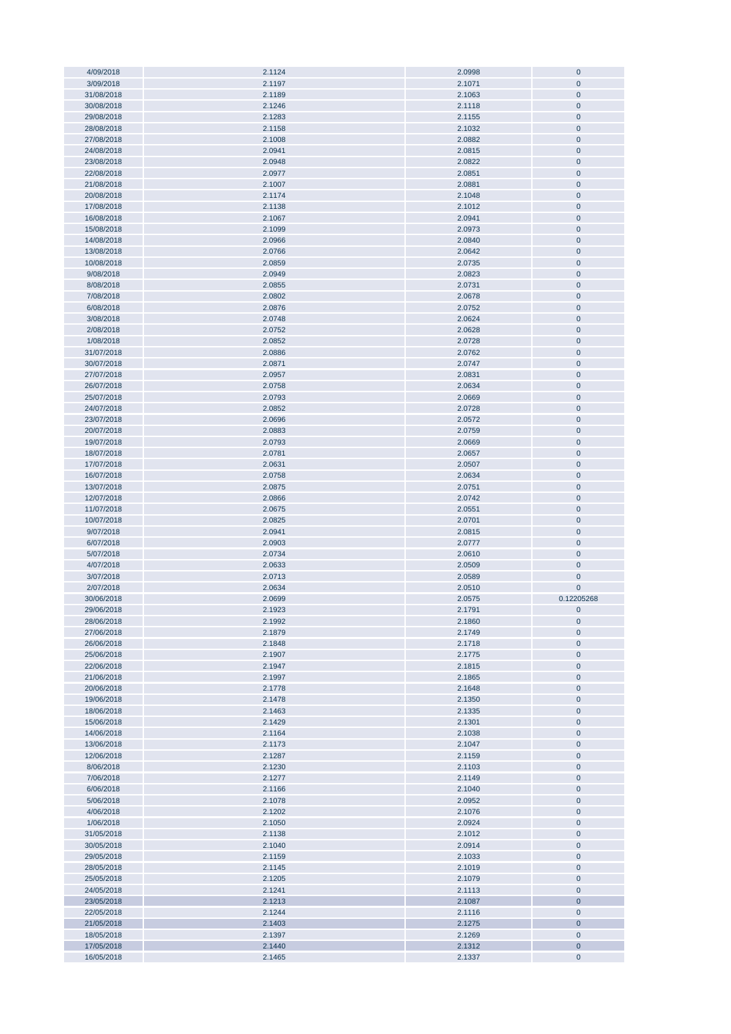| 4/09/2018 | 2.1124 | 2.0998 | 0 |
|---|---|---|---|
| 3/09/2018 | 2.1197 | 2.1071 | 0 |
| 31/08/2018 | 2.1189 | 2.1063 | 0 |
| 30/08/2018 | 2.1246 | 2.1118 | 0 |
| 29/08/2018 | 2.1283 | 2.1155 | 0 |
| 28/08/2018 | 2.1158 | 2.1032 | 0 |
| 27/08/2018 | 2.1008 | 2.0882 | 0 |
| 24/08/2018 | 2.0941 | 2.0815 | 0 |
| 23/08/2018 | 2.0948 | 2.0822 | 0 |
| 22/08/2018 | 2.0977 | 2.0851 | 0 |
| 21/08/2018 | 2.1007 | 2.0881 | 0 |
| 20/08/2018 | 2.1174 | 2.1048 | 0 |
| 17/08/2018 | 2.1138 | 2.1012 | 0 |
| 16/08/2018 | 2.1067 | 2.0941 | 0 |
| 15/08/2018 | 2.1099 | 2.0973 | 0 |
| 14/08/2018 | 2.0966 | 2.0840 | 0 |
| 13/08/2018 | 2.0766 | 2.0642 | 0 |
| 10/08/2018 | 2.0859 | 2.0735 | 0 |
| 9/08/2018 | 2.0949 | 2.0823 | 0 |
| 8/08/2018 | 2.0855 | 2.0731 | 0 |
| 7/08/2018 | 2.0802 | 2.0678 | 0 |
| 6/08/2018 | 2.0876 | 2.0752 | 0 |
| 3/08/2018 | 2.0748 | 2.0624 | 0 |
| 2/08/2018 | 2.0752 | 2.0628 | 0 |
| 1/08/2018 | 2.0852 | 2.0728 | 0 |
| 31/07/2018 | 2.0886 | 2.0762 | 0 |
| 30/07/2018 | 2.0871 | 2.0747 | 0 |
| 27/07/2018 | 2.0957 | 2.0831 | 0 |
| 26/07/2018 | 2.0758 | 2.0634 | 0 |
| 25/07/2018 | 2.0793 | 2.0669 | 0 |
| 24/07/2018 | 2.0852 | 2.0728 | 0 |
| 23/07/2018 | 2.0696 | 2.0572 | 0 |
| 20/07/2018 | 2.0883 | 2.0759 | 0 |
| 19/07/2018 | 2.0793 | 2.0669 | 0 |
| 18/07/2018 | 2.0781 | 2.0657 | 0 |
| 17/07/2018 | 2.0631 | 2.0507 | 0 |
| 16/07/2018 | 2.0758 | 2.0634 | 0 |
| 13/07/2018 | 2.0875 | 2.0751 | 0 |
| 12/07/2018 | 2.0866 | 2.0742 | 0 |
| 11/07/2018 | 2.0675 | 2.0551 | 0 |
| 10/07/2018 | 2.0825 | 2.0701 | 0 |
| 9/07/2018 | 2.0941 | 2.0815 | 0 |
| 6/07/2018 | 2.0903 | 2.0777 | 0 |
| 5/07/2018 | 2.0734 | 2.0610 | 0 |
| 4/07/2018 | 2.0633 | 2.0509 | 0 |
| 3/07/2018 | 2.0713 | 2.0589 | 0 |
| 2/07/2018 | 2.0634 | 2.0510 | 0 |
| 30/06/2018 | 2.0699 | 2.0575 | 0.12205268 |
| 29/06/2018 | 2.1923 | 2.1791 | 0 |
| 28/06/2018 | 2.1992 | 2.1860 | 0 |
| 27/06/2018 | 2.1879 | 2.1749 | 0 |
| 26/06/2018 | 2.1848 | 2.1718 | 0 |
| 25/06/2018 | 2.1907 | 2.1775 | 0 |
| 22/06/2018 | 2.1947 | 2.1815 | 0 |
| 21/06/2018 | 2.1997 | 2.1865 | 0 |
| 20/06/2018 | 2.1778 | 2.1648 | 0 |
| 19/06/2018 | 2.1478 | 2.1350 | 0 |
| 18/06/2018 | 2.1463 | 2.1335 | 0 |
| 15/06/2018 | 2.1429 | 2.1301 | 0 |
| 14/06/2018 | 2.1164 | 2.1038 | 0 |
| 13/06/2018 | 2.1173 | 2.1047 | 0 |
| 12/06/2018 | 2.1287 | 2.1159 | 0 |
| 8/06/2018 | 2.1230 | 2.1103 | 0 |
| 7/06/2018 | 2.1277 | 2.1149 | 0 |
| 6/06/2018 | 2.1166 | 2.1040 | 0 |
| 5/06/2018 | 2.1078 | 2.0952 | 0 |
| 4/06/2018 | 2.1202 | 2.1076 | 0 |
| 1/06/2018 | 2.1050 | 2.0924 | 0 |
| 31/05/2018 | 2.1138 | 2.1012 | 0 |
| 30/05/2018 | 2.1040 | 2.0914 | 0 |
| 29/05/2018 | 2.1159 | 2.1033 | 0 |
| 28/05/2018 | 2.1145 | 2.1019 | 0 |
| 25/05/2018 | 2.1205 | 2.1079 | 0 |
| 24/05/2018 | 2.1241 | 2.1113 | 0 |
| 23/05/2018 | 2.1213 | 2.1087 | 0 |
| 22/05/2018 | 2.1244 | 2.1116 | 0 |
| 21/05/2018 | 2.1403 | 2.1275 | 0 |
| 18/05/2018 | 2.1397 | 2.1269 | 0 |
| 17/05/2018 | 2.1440 | 2.1312 | 0 |
| 16/05/2018 | 2.1465 | 2.1337 | 0 |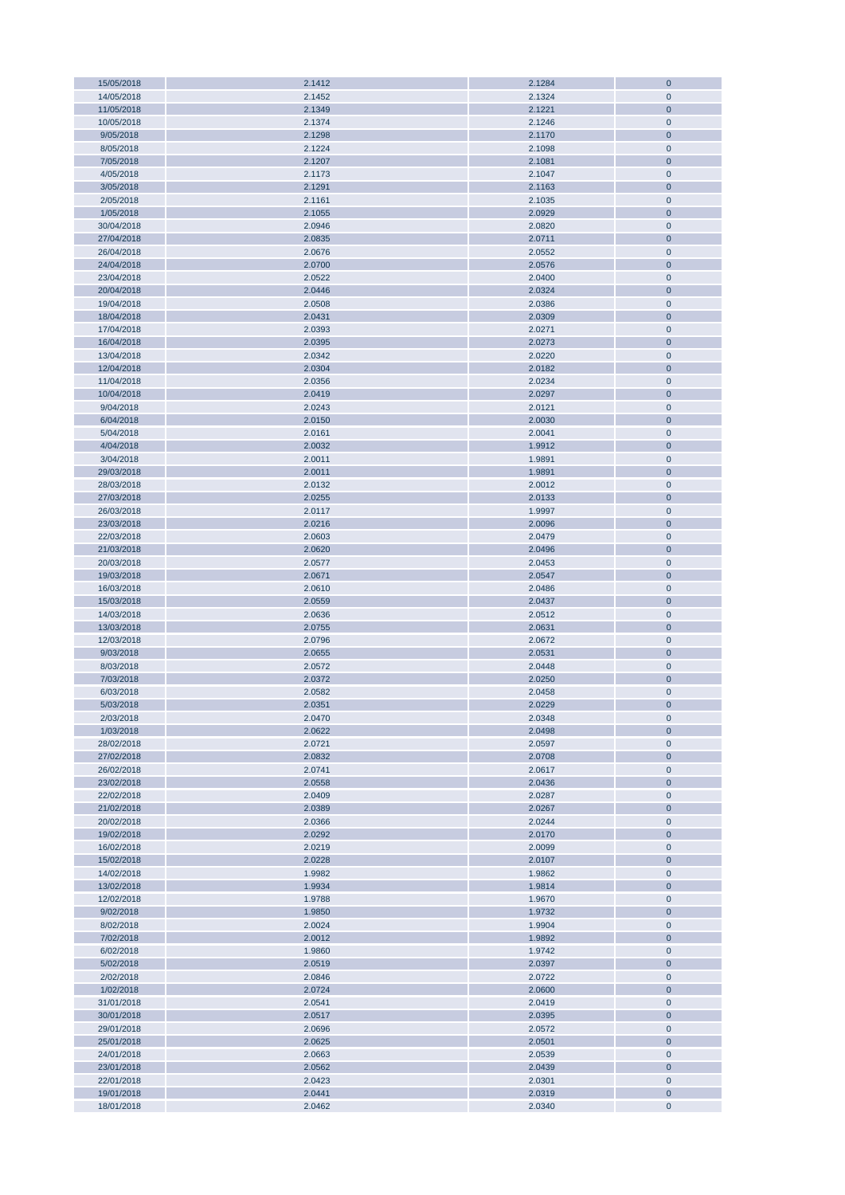| | | | |
|---|---|---|---|
| 15/05/2018 | 2.1412 | 2.1284 | 0 |
| 14/05/2018 | 2.1452 | 2.1324 | 0 |
| 11/05/2018 | 2.1349 | 2.1221 | 0 |
| 10/05/2018 | 2.1374 | 2.1246 | 0 |
| 9/05/2018 | 2.1298 | 2.1170 | 0 |
| 8/05/2018 | 2.1224 | 2.1098 | 0 |
| 7/05/2018 | 2.1207 | 2.1081 | 0 |
| 4/05/2018 | 2.1173 | 2.1047 | 0 |
| 3/05/2018 | 2.1291 | 2.1163 | 0 |
| 2/05/2018 | 2.1161 | 2.1035 | 0 |
| 1/05/2018 | 2.1055 | 2.0929 | 0 |
| 30/04/2018 | 2.0946 | 2.0820 | 0 |
| 27/04/2018 | 2.0835 | 2.0711 | 0 |
| 26/04/2018 | 2.0676 | 2.0552 | 0 |
| 24/04/2018 | 2.0700 | 2.0576 | 0 |
| 23/04/2018 | 2.0522 | 2.0400 | 0 |
| 20/04/2018 | 2.0446 | 2.0324 | 0 |
| 19/04/2018 | 2.0508 | 2.0386 | 0 |
| 18/04/2018 | 2.0431 | 2.0309 | 0 |
| 17/04/2018 | 2.0393 | 2.0271 | 0 |
| 16/04/2018 | 2.0395 | 2.0273 | 0 |
| 13/04/2018 | 2.0342 | 2.0220 | 0 |
| 12/04/2018 | 2.0304 | 2.0182 | 0 |
| 11/04/2018 | 2.0356 | 2.0234 | 0 |
| 10/04/2018 | 2.0419 | 2.0297 | 0 |
| 9/04/2018 | 2.0243 | 2.0121 | 0 |
| 6/04/2018 | 2.0150 | 2.0030 | 0 |
| 5/04/2018 | 2.0161 | 2.0041 | 0 |
| 4/04/2018 | 2.0032 | 1.9912 | 0 |
| 3/04/2018 | 2.0011 | 1.9891 | 0 |
| 29/03/2018 | 2.0011 | 1.9891 | 0 |
| 28/03/2018 | 2.0132 | 2.0012 | 0 |
| 27/03/2018 | 2.0255 | 2.0133 | 0 |
| 26/03/2018 | 2.0117 | 1.9997 | 0 |
| 23/03/2018 | 2.0216 | 2.0096 | 0 |
| 22/03/2018 | 2.0603 | 2.0479 | 0 |
| 21/03/2018 | 2.0620 | 2.0496 | 0 |
| 20/03/2018 | 2.0577 | 2.0453 | 0 |
| 19/03/2018 | 2.0671 | 2.0547 | 0 |
| 16/03/2018 | 2.0610 | 2.0486 | 0 |
| 15/03/2018 | 2.0559 | 2.0437 | 0 |
| 14/03/2018 | 2.0636 | 2.0512 | 0 |
| 13/03/2018 | 2.0755 | 2.0631 | 0 |
| 12/03/2018 | 2.0796 | 2.0672 | 0 |
| 9/03/2018 | 2.0655 | 2.0531 | 0 |
| 8/03/2018 | 2.0572 | 2.0448 | 0 |
| 7/03/2018 | 2.0372 | 2.0250 | 0 |
| 6/03/2018 | 2.0582 | 2.0458 | 0 |
| 5/03/2018 | 2.0351 | 2.0229 | 0 |
| 2/03/2018 | 2.0470 | 2.0348 | 0 |
| 1/03/2018 | 2.0622 | 2.0498 | 0 |
| 28/02/2018 | 2.0721 | 2.0597 | 0 |
| 27/02/2018 | 2.0832 | 2.0708 | 0 |
| 26/02/2018 | 2.0741 | 2.0617 | 0 |
| 23/02/2018 | 2.0558 | 2.0436 | 0 |
| 22/02/2018 | 2.0409 | 2.0287 | 0 |
| 21/02/2018 | 2.0389 | 2.0267 | 0 |
| 20/02/2018 | 2.0366 | 2.0244 | 0 |
| 19/02/2018 | 2.0292 | 2.0170 | 0 |
| 16/02/2018 | 2.0219 | 2.0099 | 0 |
| 15/02/2018 | 2.0228 | 2.0107 | 0 |
| 14/02/2018 | 1.9982 | 1.9862 | 0 |
| 13/02/2018 | 1.9934 | 1.9814 | 0 |
| 12/02/2018 | 1.9788 | 1.9670 | 0 |
| 9/02/2018 | 1.9850 | 1.9732 | 0 |
| 8/02/2018 | 2.0024 | 1.9904 | 0 |
| 7/02/2018 | 2.0012 | 1.9892 | 0 |
| 6/02/2018 | 1.9860 | 1.9742 | 0 |
| 5/02/2018 | 2.0519 | 2.0397 | 0 |
| 2/02/2018 | 2.0846 | 2.0722 | 0 |
| 1/02/2018 | 2.0724 | 2.0600 | 0 |
| 31/01/2018 | 2.0541 | 2.0419 | 0 |
| 30/01/2018 | 2.0517 | 2.0395 | 0 |
| 29/01/2018 | 2.0696 | 2.0572 | 0 |
| 25/01/2018 | 2.0625 | 2.0501 | 0 |
| 24/01/2018 | 2.0663 | 2.0539 | 0 |
| 23/01/2018 | 2.0562 | 2.0439 | 0 |
| 22/01/2018 | 2.0423 | 2.0301 | 0 |
| 19/01/2018 | 2.0441 | 2.0319 | 0 |
| 18/01/2018 | 2.0462 | 2.0340 | 0 |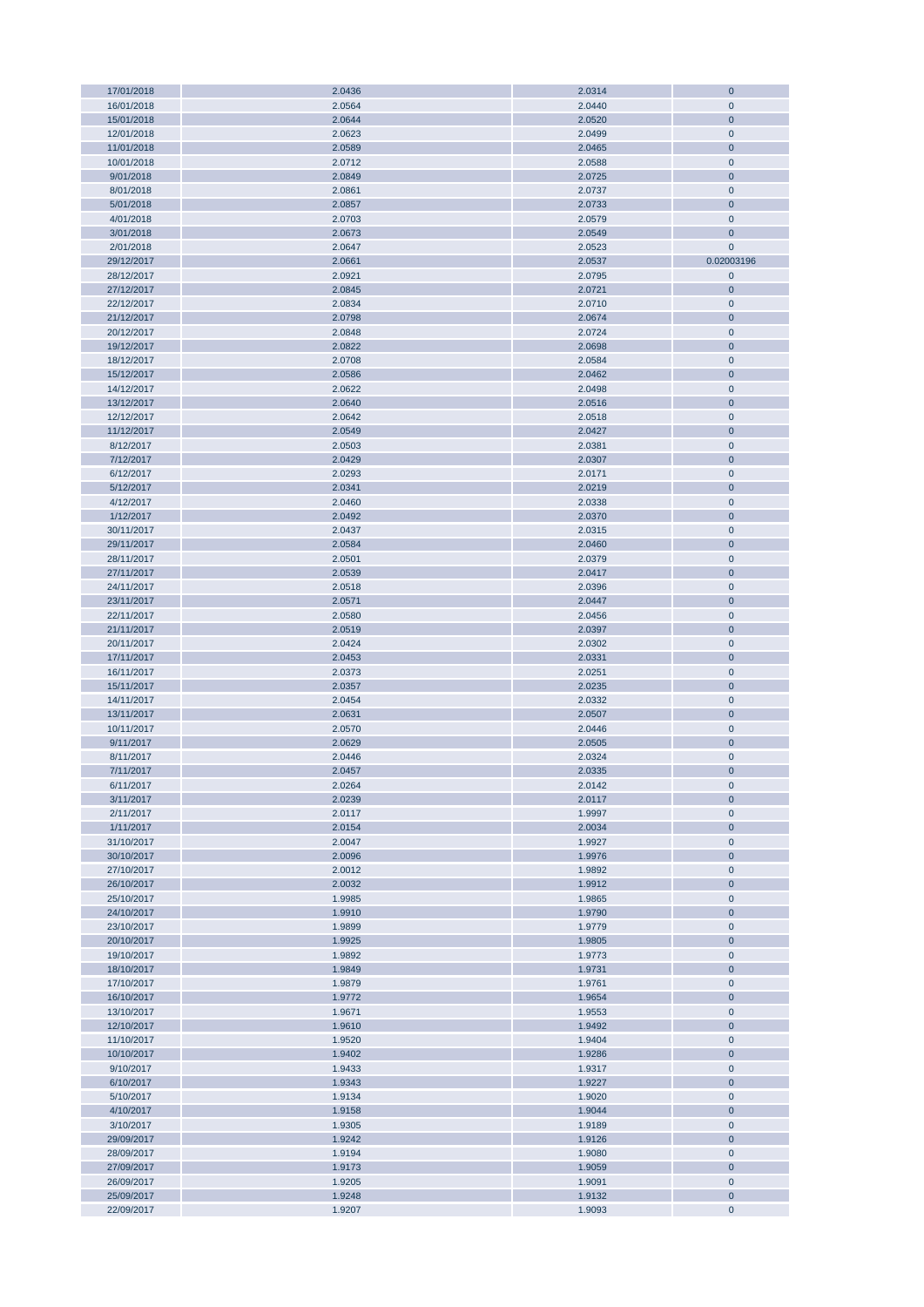| 17/01/2018 | 2.0436 | 2.0314 | 0 |
|---|---|---|---|
| 16/01/2018 | 2.0564 | 2.0440 | 0 |
| 15/01/2018 | 2.0644 | 2.0520 | 0 |
| 12/01/2018 | 2.0623 | 2.0499 | 0 |
| 11/01/2018 | 2.0589 | 2.0465 | 0 |
| 10/01/2018 | 2.0712 | 2.0588 | 0 |
| 9/01/2018 | 2.0849 | 2.0725 | 0 |
| 8/01/2018 | 2.0861 | 2.0737 | 0 |
| 5/01/2018 | 2.0857 | 2.0733 | 0 |
| 4/01/2018 | 2.0703 | 2.0579 | 0 |
| 3/01/2018 | 2.0673 | 2.0549 | 0 |
| 2/01/2018 | 2.0647 | 2.0523 | 0 |
| 29/12/2017 | 2.0661 | 2.0537 | 0.02003196 |
| 28/12/2017 | 2.0921 | 2.0795 | 0 |
| 27/12/2017 | 2.0845 | 2.0721 | 0 |
| 22/12/2017 | 2.0834 | 2.0710 | 0 |
| 21/12/2017 | 2.0798 | 2.0674 | 0 |
| 20/12/2017 | 2.0848 | 2.0724 | 0 |
| 19/12/2017 | 2.0822 | 2.0698 | 0 |
| 18/12/2017 | 2.0708 | 2.0584 | 0 |
| 15/12/2017 | 2.0586 | 2.0462 | 0 |
| 14/12/2017 | 2.0622 | 2.0498 | 0 |
| 13/12/2017 | 2.0640 | 2.0516 | 0 |
| 12/12/2017 | 2.0642 | 2.0518 | 0 |
| 11/12/2017 | 2.0549 | 2.0427 | 0 |
| 8/12/2017 | 2.0503 | 2.0381 | 0 |
| 7/12/2017 | 2.0429 | 2.0307 | 0 |
| 6/12/2017 | 2.0293 | 2.0171 | 0 |
| 5/12/2017 | 2.0341 | 2.0219 | 0 |
| 4/12/2017 | 2.0460 | 2.0338 | 0 |
| 1/12/2017 | 2.0492 | 2.0370 | 0 |
| 30/11/2017 | 2.0437 | 2.0315 | 0 |
| 29/11/2017 | 2.0584 | 2.0460 | 0 |
| 28/11/2017 | 2.0501 | 2.0379 | 0 |
| 27/11/2017 | 2.0539 | 2.0417 | 0 |
| 24/11/2017 | 2.0518 | 2.0396 | 0 |
| 23/11/2017 | 2.0571 | 2.0447 | 0 |
| 22/11/2017 | 2.0580 | 2.0456 | 0 |
| 21/11/2017 | 2.0519 | 2.0397 | 0 |
| 20/11/2017 | 2.0424 | 2.0302 | 0 |
| 17/11/2017 | 2.0453 | 2.0331 | 0 |
| 16/11/2017 | 2.0373 | 2.0251 | 0 |
| 15/11/2017 | 2.0357 | 2.0235 | 0 |
| 14/11/2017 | 2.0454 | 2.0332 | 0 |
| 13/11/2017 | 2.0631 | 2.0507 | 0 |
| 10/11/2017 | 2.0570 | 2.0446 | 0 |
| 9/11/2017 | 2.0629 | 2.0505 | 0 |
| 8/11/2017 | 2.0446 | 2.0324 | 0 |
| 7/11/2017 | 2.0457 | 2.0335 | 0 |
| 6/11/2017 | 2.0264 | 2.0142 | 0 |
| 3/11/2017 | 2.0239 | 2.0117 | 0 |
| 2/11/2017 | 2.0117 | 1.9997 | 0 |
| 1/11/2017 | 2.0154 | 2.0034 | 0 |
| 31/10/2017 | 2.0047 | 1.9927 | 0 |
| 30/10/2017 | 2.0096 | 1.9976 | 0 |
| 27/10/2017 | 2.0012 | 1.9892 | 0 |
| 26/10/2017 | 2.0032 | 1.9912 | 0 |
| 25/10/2017 | 1.9985 | 1.9865 | 0 |
| 24/10/2017 | 1.9910 | 1.9790 | 0 |
| 23/10/2017 | 1.9899 | 1.9779 | 0 |
| 20/10/2017 | 1.9925 | 1.9805 | 0 |
| 19/10/2017 | 1.9892 | 1.9773 | 0 |
| 18/10/2017 | 1.9849 | 1.9731 | 0 |
| 17/10/2017 | 1.9879 | 1.9761 | 0 |
| 16/10/2017 | 1.9772 | 1.9654 | 0 |
| 13/10/2017 | 1.9671 | 1.9553 | 0 |
| 12/10/2017 | 1.9610 | 1.9492 | 0 |
| 11/10/2017 | 1.9520 | 1.9404 | 0 |
| 10/10/2017 | 1.9402 | 1.9286 | 0 |
| 9/10/2017 | 1.9433 | 1.9317 | 0 |
| 6/10/2017 | 1.9343 | 1.9227 | 0 |
| 5/10/2017 | 1.9134 | 1.9020 | 0 |
| 4/10/2017 | 1.9158 | 1.9044 | 0 |
| 3/10/2017 | 1.9305 | 1.9189 | 0 |
| 29/09/2017 | 1.9242 | 1.9126 | 0 |
| 28/09/2017 | 1.9194 | 1.9080 | 0 |
| 27/09/2017 | 1.9173 | 1.9059 | 0 |
| 26/09/2017 | 1.9205 | 1.9091 | 0 |
| 25/09/2017 | 1.9248 | 1.9132 | 0 |
| 22/09/2017 | 1.9207 | 1.9093 | 0 |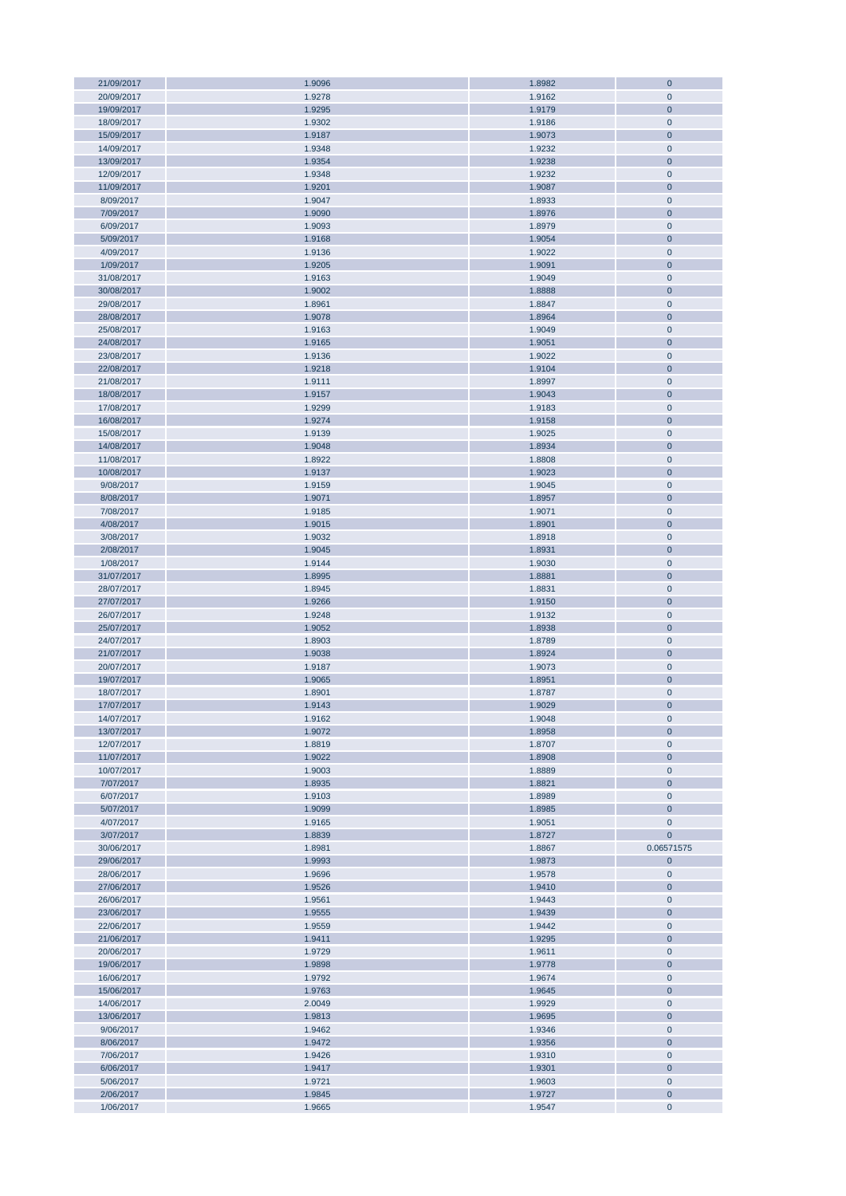| | | | |
|---|---|---|---|
| 21/09/2017 | 1.9096 | 1.8982 | 0 |
| 20/09/2017 | 1.9278 | 1.9162 | 0 |
| 19/09/2017 | 1.9295 | 1.9179 | 0 |
| 18/09/2017 | 1.9302 | 1.9186 | 0 |
| 15/09/2017 | 1.9187 | 1.9073 | 0 |
| 14/09/2017 | 1.9348 | 1.9232 | 0 |
| 13/09/2017 | 1.9354 | 1.9238 | 0 |
| 12/09/2017 | 1.9348 | 1.9232 | 0 |
| 11/09/2017 | 1.9201 | 1.9087 | 0 |
| 8/09/2017 | 1.9047 | 1.8933 | 0 |
| 7/09/2017 | 1.9090 | 1.8976 | 0 |
| 6/09/2017 | 1.9093 | 1.8979 | 0 |
| 5/09/2017 | 1.9168 | 1.9054 | 0 |
| 4/09/2017 | 1.9136 | 1.9022 | 0 |
| 1/09/2017 | 1.9205 | 1.9091 | 0 |
| 31/08/2017 | 1.9163 | 1.9049 | 0 |
| 30/08/2017 | 1.9002 | 1.8888 | 0 |
| 29/08/2017 | 1.8961 | 1.8847 | 0 |
| 28/08/2017 | 1.9078 | 1.8964 | 0 |
| 25/08/2017 | 1.9163 | 1.9049 | 0 |
| 24/08/2017 | 1.9165 | 1.9051 | 0 |
| 23/08/2017 | 1.9136 | 1.9022 | 0 |
| 22/08/2017 | 1.9218 | 1.9104 | 0 |
| 21/08/2017 | 1.9111 | 1.8997 | 0 |
| 18/08/2017 | 1.9157 | 1.9043 | 0 |
| 17/08/2017 | 1.9299 | 1.9183 | 0 |
| 16/08/2017 | 1.9274 | 1.9158 | 0 |
| 15/08/2017 | 1.9139 | 1.9025 | 0 |
| 14/08/2017 | 1.9048 | 1.8934 | 0 |
| 11/08/2017 | 1.8922 | 1.8808 | 0 |
| 10/08/2017 | 1.9137 | 1.9023 | 0 |
| 9/08/2017 | 1.9159 | 1.9045 | 0 |
| 8/08/2017 | 1.9071 | 1.8957 | 0 |
| 7/08/2017 | 1.9185 | 1.9071 | 0 |
| 4/08/2017 | 1.9015 | 1.8901 | 0 |
| 3/08/2017 | 1.9032 | 1.8918 | 0 |
| 2/08/2017 | 1.9045 | 1.8931 | 0 |
| 1/08/2017 | 1.9144 | 1.9030 | 0 |
| 31/07/2017 | 1.8995 | 1.8881 | 0 |
| 28/07/2017 | 1.8945 | 1.8831 | 0 |
| 27/07/2017 | 1.9266 | 1.9150 | 0 |
| 26/07/2017 | 1.9248 | 1.9132 | 0 |
| 25/07/2017 | 1.9052 | 1.8938 | 0 |
| 24/07/2017 | 1.8903 | 1.8789 | 0 |
| 21/07/2017 | 1.9038 | 1.8924 | 0 |
| 20/07/2017 | 1.9187 | 1.9073 | 0 |
| 19/07/2017 | 1.9065 | 1.8951 | 0 |
| 18/07/2017 | 1.8901 | 1.8787 | 0 |
| 17/07/2017 | 1.9143 | 1.9029 | 0 |
| 14/07/2017 | 1.9162 | 1.9048 | 0 |
| 13/07/2017 | 1.9072 | 1.8958 | 0 |
| 12/07/2017 | 1.8819 | 1.8707 | 0 |
| 11/07/2017 | 1.9022 | 1.8908 | 0 |
| 10/07/2017 | 1.9003 | 1.8889 | 0 |
| 7/07/2017 | 1.8935 | 1.8821 | 0 |
| 6/07/2017 | 1.9103 | 1.8989 | 0 |
| 5/07/2017 | 1.9099 | 1.8985 | 0 |
| 4/07/2017 | 1.9165 | 1.9051 | 0 |
| 3/07/2017 | 1.8839 | 1.8727 | 0 |
| 30/06/2017 | 1.8981 | 1.8867 | 0.06571575 |
| 29/06/2017 | 1.9993 | 1.9873 | 0 |
| 28/06/2017 | 1.9696 | 1.9578 | 0 |
| 27/06/2017 | 1.9526 | 1.9410 | 0 |
| 26/06/2017 | 1.9561 | 1.9443 | 0 |
| 23/06/2017 | 1.9555 | 1.9439 | 0 |
| 22/06/2017 | 1.9559 | 1.9442 | 0 |
| 21/06/2017 | 1.9411 | 1.9295 | 0 |
| 20/06/2017 | 1.9729 | 1.9611 | 0 |
| 19/06/2017 | 1.9898 | 1.9778 | 0 |
| 16/06/2017 | 1.9792 | 1.9674 | 0 |
| 15/06/2017 | 1.9763 | 1.9645 | 0 |
| 14/06/2017 | 2.0049 | 1.9929 | 0 |
| 13/06/2017 | 1.9813 | 1.9695 | 0 |
| 9/06/2017 | 1.9462 | 1.9346 | 0 |
| 8/06/2017 | 1.9472 | 1.9356 | 0 |
| 7/06/2017 | 1.9426 | 1.9310 | 0 |
| 6/06/2017 | 1.9417 | 1.9301 | 0 |
| 5/06/2017 | 1.9721 | 1.9603 | 0 |
| 2/06/2017 | 1.9845 | 1.9727 | 0 |
| 1/06/2017 | 1.9665 | 1.9547 | 0 |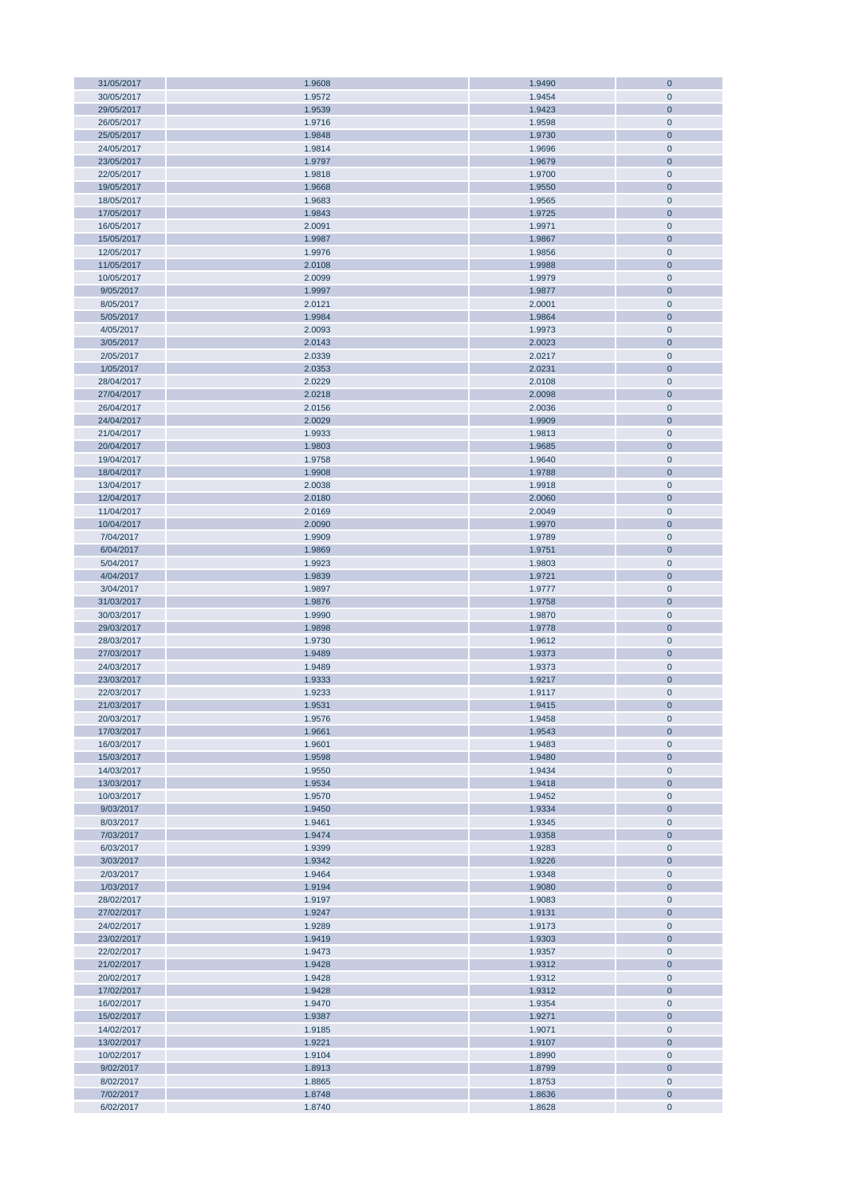| | | | |
|---|---|---|---|
| 31/05/2017 | 1.9608 | 1.9490 | 0 |
| 30/05/2017 | 1.9572 | 1.9454 | 0 |
| 29/05/2017 | 1.9539 | 1.9423 | 0 |
| 26/05/2017 | 1.9716 | 1.9598 | 0 |
| 25/05/2017 | 1.9848 | 1.9730 | 0 |
| 24/05/2017 | 1.9814 | 1.9696 | 0 |
| 23/05/2017 | 1.9797 | 1.9679 | 0 |
| 22/05/2017 | 1.9818 | 1.9700 | 0 |
| 19/05/2017 | 1.9668 | 1.9550 | 0 |
| 18/05/2017 | 1.9683 | 1.9565 | 0 |
| 17/05/2017 | 1.9843 | 1.9725 | 0 |
| 16/05/2017 | 2.0091 | 1.9971 | 0 |
| 15/05/2017 | 1.9987 | 1.9867 | 0 |
| 12/05/2017 | 1.9976 | 1.9856 | 0 |
| 11/05/2017 | 2.0108 | 1.9988 | 0 |
| 10/05/2017 | 2.0099 | 1.9979 | 0 |
| 9/05/2017 | 1.9997 | 1.9877 | 0 |
| 8/05/2017 | 2.0121 | 2.0001 | 0 |
| 5/05/2017 | 1.9984 | 1.9864 | 0 |
| 4/05/2017 | 2.0093 | 1.9973 | 0 |
| 3/05/2017 | 2.0143 | 2.0023 | 0 |
| 2/05/2017 | 2.0339 | 2.0217 | 0 |
| 1/05/2017 | 2.0353 | 2.0231 | 0 |
| 28/04/2017 | 2.0229 | 2.0108 | 0 |
| 27/04/2017 | 2.0218 | 2.0098 | 0 |
| 26/04/2017 | 2.0156 | 2.0036 | 0 |
| 24/04/2017 | 2.0029 | 1.9909 | 0 |
| 21/04/2017 | 1.9933 | 1.9813 | 0 |
| 20/04/2017 | 1.9803 | 1.9685 | 0 |
| 19/04/2017 | 1.9758 | 1.9640 | 0 |
| 18/04/2017 | 1.9908 | 1.9788 | 0 |
| 13/04/2017 | 2.0038 | 1.9918 | 0 |
| 12/04/2017 | 2.0180 | 2.0060 | 0 |
| 11/04/2017 | 2.0169 | 2.0049 | 0 |
| 10/04/2017 | 2.0090 | 1.9970 | 0 |
| 7/04/2017 | 1.9909 | 1.9789 | 0 |
| 6/04/2017 | 1.9869 | 1.9751 | 0 |
| 5/04/2017 | 1.9923 | 1.9803 | 0 |
| 4/04/2017 | 1.9839 | 1.9721 | 0 |
| 3/04/2017 | 1.9897 | 1.9777 | 0 |
| 31/03/2017 | 1.9876 | 1.9758 | 0 |
| 30/03/2017 | 1.9990 | 1.9870 | 0 |
| 29/03/2017 | 1.9898 | 1.9778 | 0 |
| 28/03/2017 | 1.9730 | 1.9612 | 0 |
| 27/03/2017 | 1.9489 | 1.9373 | 0 |
| 24/03/2017 | 1.9489 | 1.9373 | 0 |
| 23/03/2017 | 1.9333 | 1.9217 | 0 |
| 22/03/2017 | 1.9233 | 1.9117 | 0 |
| 21/03/2017 | 1.9531 | 1.9415 | 0 |
| 20/03/2017 | 1.9576 | 1.9458 | 0 |
| 17/03/2017 | 1.9661 | 1.9543 | 0 |
| 16/03/2017 | 1.9601 | 1.9483 | 0 |
| 15/03/2017 | 1.9598 | 1.9480 | 0 |
| 14/03/2017 | 1.9550 | 1.9434 | 0 |
| 13/03/2017 | 1.9534 | 1.9418 | 0 |
| 10/03/2017 | 1.9570 | 1.9452 | 0 |
| 9/03/2017 | 1.9450 | 1.9334 | 0 |
| 8/03/2017 | 1.9461 | 1.9345 | 0 |
| 7/03/2017 | 1.9474 | 1.9358 | 0 |
| 6/03/2017 | 1.9399 | 1.9283 | 0 |
| 3/03/2017 | 1.9342 | 1.9226 | 0 |
| 2/03/2017 | 1.9464 | 1.9348 | 0 |
| 1/03/2017 | 1.9194 | 1.9080 | 0 |
| 28/02/2017 | 1.9197 | 1.9083 | 0 |
| 27/02/2017 | 1.9247 | 1.9131 | 0 |
| 24/02/2017 | 1.9289 | 1.9173 | 0 |
| 23/02/2017 | 1.9419 | 1.9303 | 0 |
| 22/02/2017 | 1.9473 | 1.9357 | 0 |
| 21/02/2017 | 1.9428 | 1.9312 | 0 |
| 20/02/2017 | 1.9428 | 1.9312 | 0 |
| 17/02/2017 | 1.9428 | 1.9312 | 0 |
| 16/02/2017 | 1.9470 | 1.9354 | 0 |
| 15/02/2017 | 1.9387 | 1.9271 | 0 |
| 14/02/2017 | 1.9185 | 1.9071 | 0 |
| 13/02/2017 | 1.9221 | 1.9107 | 0 |
| 10/02/2017 | 1.9104 | 1.8990 | 0 |
| 9/02/2017 | 1.8913 | 1.8799 | 0 |
| 8/02/2017 | 1.8865 | 1.8753 | 0 |
| 7/02/2017 | 1.8748 | 1.8636 | 0 |
| 6/02/2017 | 1.8740 | 1.8628 | 0 |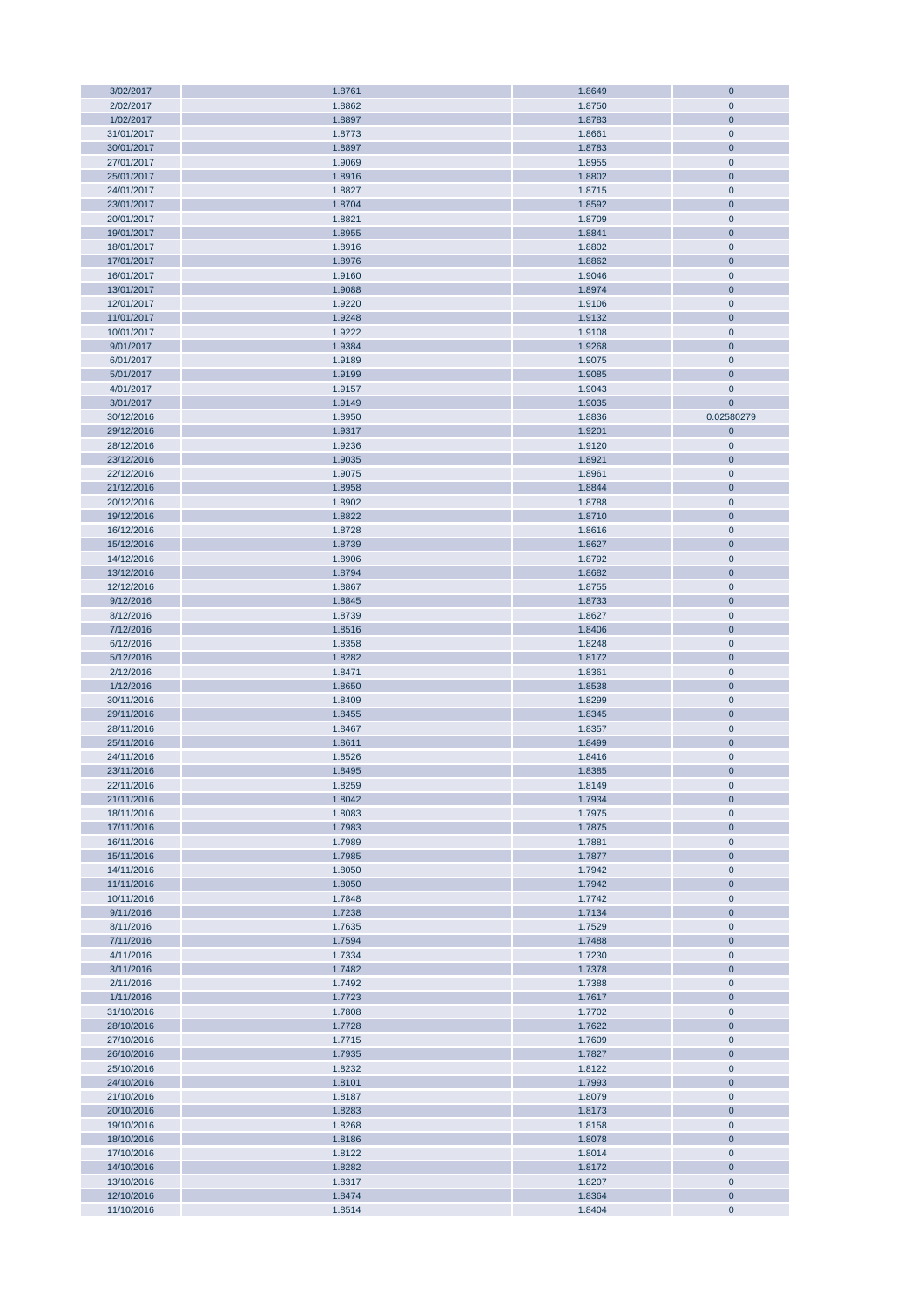| 3/02/2017 | 1.8761 | 1.8649 | 0 |
|---|---|---|---|
| 2/02/2017 | 1.8862 | 1.8750 | 0 |
| 1/02/2017 | 1.8897 | 1.8783 | 0 |
| 31/01/2017 | 1.8773 | 1.8661 | 0 |
| 30/01/2017 | 1.8897 | 1.8783 | 0 |
| 27/01/2017 | 1.9069 | 1.8955 | 0 |
| 25/01/2017 | 1.8916 | 1.8802 | 0 |
| 24/01/2017 | 1.8827 | 1.8715 | 0 |
| 23/01/2017 | 1.8704 | 1.8592 | 0 |
| 20/01/2017 | 1.8821 | 1.8709 | 0 |
| 19/01/2017 | 1.8955 | 1.8841 | 0 |
| 18/01/2017 | 1.8916 | 1.8802 | 0 |
| 17/01/2017 | 1.8976 | 1.8862 | 0 |
| 16/01/2017 | 1.9160 | 1.9046 | 0 |
| 13/01/2017 | 1.9088 | 1.8974 | 0 |
| 12/01/2017 | 1.9220 | 1.9106 | 0 |
| 11/01/2017 | 1.9248 | 1.9132 | 0 |
| 10/01/2017 | 1.9222 | 1.9108 | 0 |
| 9/01/2017 | 1.9384 | 1.9268 | 0 |
| 6/01/2017 | 1.9189 | 1.9075 | 0 |
| 5/01/2017 | 1.9199 | 1.9085 | 0 |
| 4/01/2017 | 1.9157 | 1.9043 | 0 |
| 3/01/2017 | 1.9149 | 1.9035 | 0 |
| 30/12/2016 | 1.8950 | 1.8836 | 0.02580279 |
| 29/12/2016 | 1.9317 | 1.9201 | 0 |
| 28/12/2016 | 1.9236 | 1.9120 | 0 |
| 23/12/2016 | 1.9035 | 1.8921 | 0 |
| 22/12/2016 | 1.9075 | 1.8961 | 0 |
| 21/12/2016 | 1.8958 | 1.8844 | 0 |
| 20/12/2016 | 1.8902 | 1.8788 | 0 |
| 19/12/2016 | 1.8822 | 1.8710 | 0 |
| 16/12/2016 | 1.8728 | 1.8616 | 0 |
| 15/12/2016 | 1.8739 | 1.8627 | 0 |
| 14/12/2016 | 1.8906 | 1.8792 | 0 |
| 13/12/2016 | 1.8794 | 1.8682 | 0 |
| 12/12/2016 | 1.8867 | 1.8755 | 0 |
| 9/12/2016 | 1.8845 | 1.8733 | 0 |
| 8/12/2016 | 1.8739 | 1.8627 | 0 |
| 7/12/2016 | 1.8516 | 1.8406 | 0 |
| 6/12/2016 | 1.8358 | 1.8248 | 0 |
| 5/12/2016 | 1.8282 | 1.8172 | 0 |
| 2/12/2016 | 1.8471 | 1.8361 | 0 |
| 1/12/2016 | 1.8650 | 1.8538 | 0 |
| 30/11/2016 | 1.8409 | 1.8299 | 0 |
| 29/11/2016 | 1.8455 | 1.8345 | 0 |
| 28/11/2016 | 1.8467 | 1.8357 | 0 |
| 25/11/2016 | 1.8611 | 1.8499 | 0 |
| 24/11/2016 | 1.8526 | 1.8416 | 0 |
| 23/11/2016 | 1.8495 | 1.8385 | 0 |
| 22/11/2016 | 1.8259 | 1.8149 | 0 |
| 21/11/2016 | 1.8042 | 1.7934 | 0 |
| 18/11/2016 | 1.8083 | 1.7975 | 0 |
| 17/11/2016 | 1.7983 | 1.7875 | 0 |
| 16/11/2016 | 1.7989 | 1.7881 | 0 |
| 15/11/2016 | 1.7985 | 1.7877 | 0 |
| 14/11/2016 | 1.8050 | 1.7942 | 0 |
| 11/11/2016 | 1.8050 | 1.7942 | 0 |
| 10/11/2016 | 1.7848 | 1.7742 | 0 |
| 9/11/2016 | 1.7238 | 1.7134 | 0 |
| 8/11/2016 | 1.7635 | 1.7529 | 0 |
| 7/11/2016 | 1.7594 | 1.7488 | 0 |
| 4/11/2016 | 1.7334 | 1.7230 | 0 |
| 3/11/2016 | 1.7482 | 1.7378 | 0 |
| 2/11/2016 | 1.7492 | 1.7388 | 0 |
| 1/11/2016 | 1.7723 | 1.7617 | 0 |
| 31/10/2016 | 1.7808 | 1.7702 | 0 |
| 28/10/2016 | 1.7728 | 1.7622 | 0 |
| 27/10/2016 | 1.7715 | 1.7609 | 0 |
| 26/10/2016 | 1.7935 | 1.7827 | 0 |
| 25/10/2016 | 1.8232 | 1.8122 | 0 |
| 24/10/2016 | 1.8101 | 1.7993 | 0 |
| 21/10/2016 | 1.8187 | 1.8079 | 0 |
| 20/10/2016 | 1.8283 | 1.8173 | 0 |
| 19/10/2016 | 1.8268 | 1.8158 | 0 |
| 18/10/2016 | 1.8186 | 1.8078 | 0 |
| 17/10/2016 | 1.8122 | 1.8014 | 0 |
| 14/10/2016 | 1.8282 | 1.8172 | 0 |
| 13/10/2016 | 1.8317 | 1.8207 | 0 |
| 12/10/2016 | 1.8474 | 1.8364 | 0 |
| 11/10/2016 | 1.8514 | 1.8404 | 0 |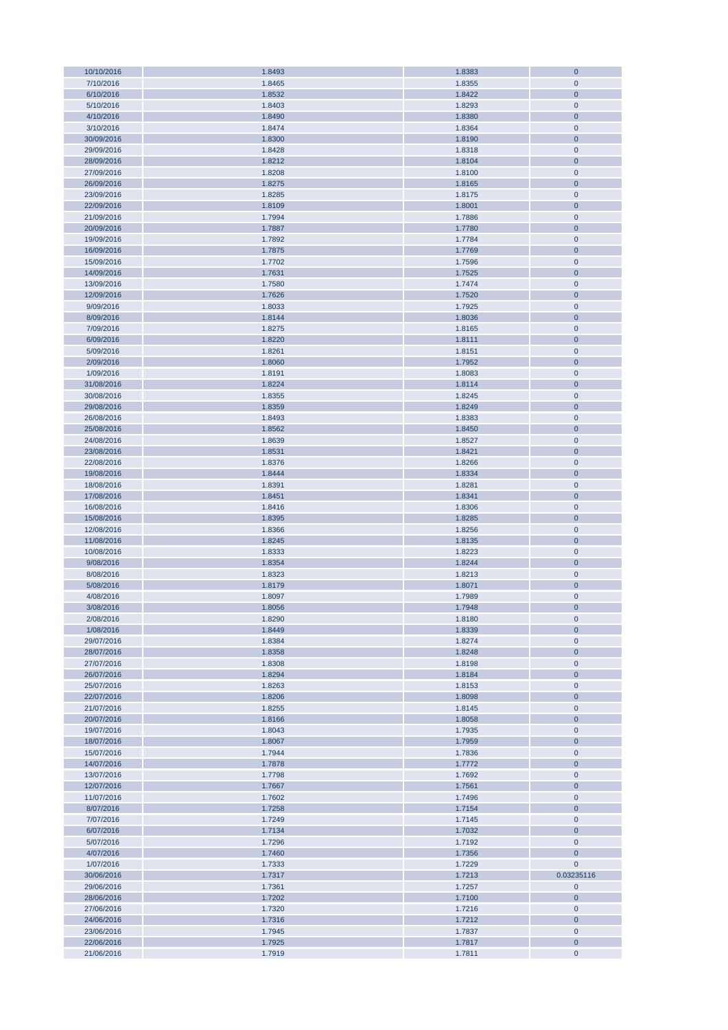| | | | |
|---|---|---|---|
| 10/10/2016 | 1.8493 | 1.8383 | 0 |
| 7/10/2016 | 1.8465 | 1.8355 | 0 |
| 6/10/2016 | 1.8532 | 1.8422 | 0 |
| 5/10/2016 | 1.8403 | 1.8293 | 0 |
| 4/10/2016 | 1.8490 | 1.8380 | 0 |
| 3/10/2016 | 1.8474 | 1.8364 | 0 |
| 30/09/2016 | 1.8300 | 1.8190 | 0 |
| 29/09/2016 | 1.8428 | 1.8318 | 0 |
| 28/09/2016 | 1.8212 | 1.8104 | 0 |
| 27/09/2016 | 1.8208 | 1.8100 | 0 |
| 26/09/2016 | 1.8275 | 1.8165 | 0 |
| 23/09/2016 | 1.8285 | 1.8175 | 0 |
| 22/09/2016 | 1.8109 | 1.8001 | 0 |
| 21/09/2016 | 1.7994 | 1.7886 | 0 |
| 20/09/2016 | 1.7887 | 1.7780 | 0 |
| 19/09/2016 | 1.7892 | 1.7784 | 0 |
| 16/09/2016 | 1.7875 | 1.7769 | 0 |
| 15/09/2016 | 1.7702 | 1.7596 | 0 |
| 14/09/2016 | 1.7631 | 1.7525 | 0 |
| 13/09/2016 | 1.7580 | 1.7474 | 0 |
| 12/09/2016 | 1.7626 | 1.7520 | 0 |
| 9/09/2016 | 1.8033 | 1.7925 | 0 |
| 8/09/2016 | 1.8144 | 1.8036 | 0 |
| 7/09/2016 | 1.8275 | 1.8165 | 0 |
| 6/09/2016 | 1.8220 | 1.8111 | 0 |
| 5/09/2016 | 1.8261 | 1.8151 | 0 |
| 2/09/2016 | 1.8060 | 1.7952 | 0 |
| 1/09/2016 | 1.8191 | 1.8083 | 0 |
| 31/08/2016 | 1.8224 | 1.8114 | 0 |
| 30/08/2016 | 1.8355 | 1.8245 | 0 |
| 29/08/2016 | 1.8359 | 1.8249 | 0 |
| 26/08/2016 | 1.8493 | 1.8383 | 0 |
| 25/08/2016 | 1.8562 | 1.8450 | 0 |
| 24/08/2016 | 1.8639 | 1.8527 | 0 |
| 23/08/2016 | 1.8531 | 1.8421 | 0 |
| 22/08/2016 | 1.8376 | 1.8266 | 0 |
| 19/08/2016 | 1.8444 | 1.8334 | 0 |
| 18/08/2016 | 1.8391 | 1.8281 | 0 |
| 17/08/2016 | 1.8451 | 1.8341 | 0 |
| 16/08/2016 | 1.8416 | 1.8306 | 0 |
| 15/08/2016 | 1.8395 | 1.8285 | 0 |
| 12/08/2016 | 1.8366 | 1.8256 | 0 |
| 11/08/2016 | 1.8245 | 1.8135 | 0 |
| 10/08/2016 | 1.8333 | 1.8223 | 0 |
| 9/08/2016 | 1.8354 | 1.8244 | 0 |
| 8/08/2016 | 1.8323 | 1.8213 | 0 |
| 5/08/2016 | 1.8179 | 1.8071 | 0 |
| 4/08/2016 | 1.8097 | 1.7989 | 0 |
| 3/08/2016 | 1.8056 | 1.7948 | 0 |
| 2/08/2016 | 1.8290 | 1.8180 | 0 |
| 1/08/2016 | 1.8449 | 1.8339 | 0 |
| 29/07/2016 | 1.8384 | 1.8274 | 0 |
| 28/07/2016 | 1.8358 | 1.8248 | 0 |
| 27/07/2016 | 1.8308 | 1.8198 | 0 |
| 26/07/2016 | 1.8294 | 1.8184 | 0 |
| 25/07/2016 | 1.8263 | 1.8153 | 0 |
| 22/07/2016 | 1.8206 | 1.8098 | 0 |
| 21/07/2016 | 1.8255 | 1.8145 | 0 |
| 20/07/2016 | 1.8166 | 1.8058 | 0 |
| 19/07/2016 | 1.8043 | 1.7935 | 0 |
| 18/07/2016 | 1.8067 | 1.7959 | 0 |
| 15/07/2016 | 1.7944 | 1.7836 | 0 |
| 14/07/2016 | 1.7878 | 1.7772 | 0 |
| 13/07/2016 | 1.7798 | 1.7692 | 0 |
| 12/07/2016 | 1.7667 | 1.7561 | 0 |
| 11/07/2016 | 1.7602 | 1.7496 | 0 |
| 8/07/2016 | 1.7258 | 1.7154 | 0 |
| 7/07/2016 | 1.7249 | 1.7145 | 0 |
| 6/07/2016 | 1.7134 | 1.7032 | 0 |
| 5/07/2016 | 1.7296 | 1.7192 | 0 |
| 4/07/2016 | 1.7460 | 1.7356 | 0 |
| 1/07/2016 | 1.7333 | 1.7229 | 0 |
| 30/06/2016 | 1.7317 | 1.7213 | 0.03235116 |
| 29/06/2016 | 1.7361 | 1.7257 | 0 |
| 28/06/2016 | 1.7202 | 1.7100 | 0 |
| 27/06/2016 | 1.7320 | 1.7216 | 0 |
| 24/06/2016 | 1.7316 | 1.7212 | 0 |
| 23/06/2016 | 1.7945 | 1.7837 | 0 |
| 22/06/2016 | 1.7925 | 1.7817 | 0 |
| 21/06/2016 | 1.7919 | 1.7811 | 0 |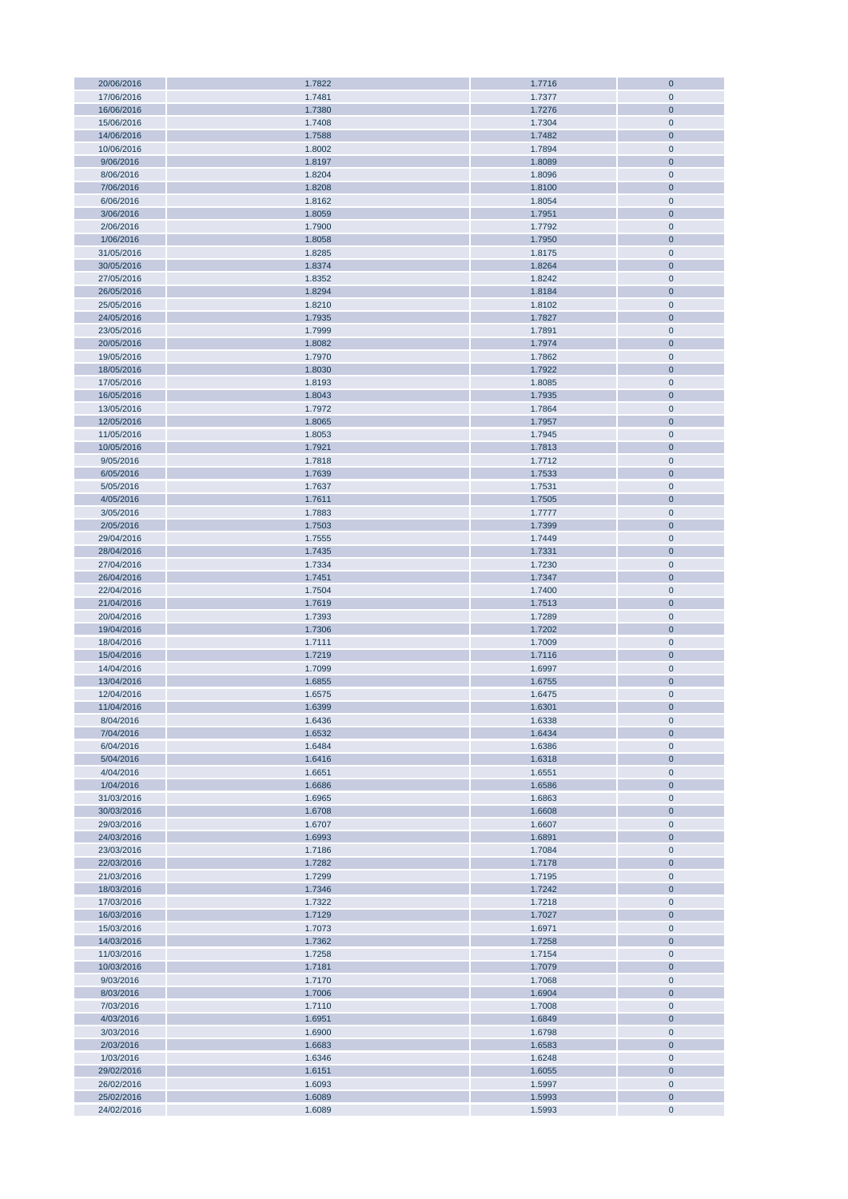| | | | |
|---|---|---|---|
| 20/06/2016 | 1.7822 | 1.7716 | 0 |
| 17/06/2016 | 1.7481 | 1.7377 | 0 |
| 16/06/2016 | 1.7380 | 1.7276 | 0 |
| 15/06/2016 | 1.7408 | 1.7304 | 0 |
| 14/06/2016 | 1.7588 | 1.7482 | 0 |
| 10/06/2016 | 1.8002 | 1.7894 | 0 |
| 9/06/2016 | 1.8197 | 1.8089 | 0 |
| 8/06/2016 | 1.8204 | 1.8096 | 0 |
| 7/06/2016 | 1.8208 | 1.8100 | 0 |
| 6/06/2016 | 1.8162 | 1.8054 | 0 |
| 3/06/2016 | 1.8059 | 1.7951 | 0 |
| 2/06/2016 | 1.7900 | 1.7792 | 0 |
| 1/06/2016 | 1.8058 | 1.7950 | 0 |
| 31/05/2016 | 1.8285 | 1.8175 | 0 |
| 30/05/2016 | 1.8374 | 1.8264 | 0 |
| 27/05/2016 | 1.8352 | 1.8242 | 0 |
| 26/05/2016 | 1.8294 | 1.8184 | 0 |
| 25/05/2016 | 1.8210 | 1.8102 | 0 |
| 24/05/2016 | 1.7935 | 1.7827 | 0 |
| 23/05/2016 | 1.7999 | 1.7891 | 0 |
| 20/05/2016 | 1.8082 | 1.7974 | 0 |
| 19/05/2016 | 1.7970 | 1.7862 | 0 |
| 18/05/2016 | 1.8030 | 1.7922 | 0 |
| 17/05/2016 | 1.8193 | 1.8085 | 0 |
| 16/05/2016 | 1.8043 | 1.7935 | 0 |
| 13/05/2016 | 1.7972 | 1.7864 | 0 |
| 12/05/2016 | 1.8065 | 1.7957 | 0 |
| 11/05/2016 | 1.8053 | 1.7945 | 0 |
| 10/05/2016 | 1.7921 | 1.7813 | 0 |
| 9/05/2016 | 1.7818 | 1.7712 | 0 |
| 6/05/2016 | 1.7639 | 1.7533 | 0 |
| 5/05/2016 | 1.7637 | 1.7531 | 0 |
| 4/05/2016 | 1.7611 | 1.7505 | 0 |
| 3/05/2016 | 1.7883 | 1.7777 | 0 |
| 2/05/2016 | 1.7503 | 1.7399 | 0 |
| 29/04/2016 | 1.7555 | 1.7449 | 0 |
| 28/04/2016 | 1.7435 | 1.7331 | 0 |
| 27/04/2016 | 1.7334 | 1.7230 | 0 |
| 26/04/2016 | 1.7451 | 1.7347 | 0 |
| 22/04/2016 | 1.7504 | 1.7400 | 0 |
| 21/04/2016 | 1.7619 | 1.7513 | 0 |
| 20/04/2016 | 1.7393 | 1.7289 | 0 |
| 19/04/2016 | 1.7306 | 1.7202 | 0 |
| 18/04/2016 | 1.7111 | 1.7009 | 0 |
| 15/04/2016 | 1.7219 | 1.7116 | 0 |
| 14/04/2016 | 1.7099 | 1.6997 | 0 |
| 13/04/2016 | 1.6855 | 1.6755 | 0 |
| 12/04/2016 | 1.6575 | 1.6475 | 0 |
| 11/04/2016 | 1.6399 | 1.6301 | 0 |
| 8/04/2016 | 1.6436 | 1.6338 | 0 |
| 7/04/2016 | 1.6532 | 1.6434 | 0 |
| 6/04/2016 | 1.6484 | 1.6386 | 0 |
| 5/04/2016 | 1.6416 | 1.6318 | 0 |
| 4/04/2016 | 1.6651 | 1.6551 | 0 |
| 1/04/2016 | 1.6686 | 1.6586 | 0 |
| 31/03/2016 | 1.6965 | 1.6863 | 0 |
| 30/03/2016 | 1.6708 | 1.6608 | 0 |
| 29/03/2016 | 1.6707 | 1.6607 | 0 |
| 24/03/2016 | 1.6993 | 1.6891 | 0 |
| 23/03/2016 | 1.7186 | 1.7084 | 0 |
| 22/03/2016 | 1.7282 | 1.7178 | 0 |
| 21/03/2016 | 1.7299 | 1.7195 | 0 |
| 18/03/2016 | 1.7346 | 1.7242 | 0 |
| 17/03/2016 | 1.7322 | 1.7218 | 0 |
| 16/03/2016 | 1.7129 | 1.7027 | 0 |
| 15/03/2016 | 1.7073 | 1.6971 | 0 |
| 14/03/2016 | 1.7362 | 1.7258 | 0 |
| 11/03/2016 | 1.7258 | 1.7154 | 0 |
| 10/03/2016 | 1.7181 | 1.7079 | 0 |
| 9/03/2016 | 1.7170 | 1.7068 | 0 |
| 8/03/2016 | 1.7006 | 1.6904 | 0 |
| 7/03/2016 | 1.7110 | 1.7008 | 0 |
| 4/03/2016 | 1.6951 | 1.6849 | 0 |
| 3/03/2016 | 1.6900 | 1.6798 | 0 |
| 2/03/2016 | 1.6683 | 1.6583 | 0 |
| 1/03/2016 | 1.6346 | 1.6248 | 0 |
| 29/02/2016 | 1.6151 | 1.6055 | 0 |
| 26/02/2016 | 1.6093 | 1.5997 | 0 |
| 25/02/2016 | 1.6089 | 1.5993 | 0 |
| 24/02/2016 | 1.6089 | 1.5993 | 0 |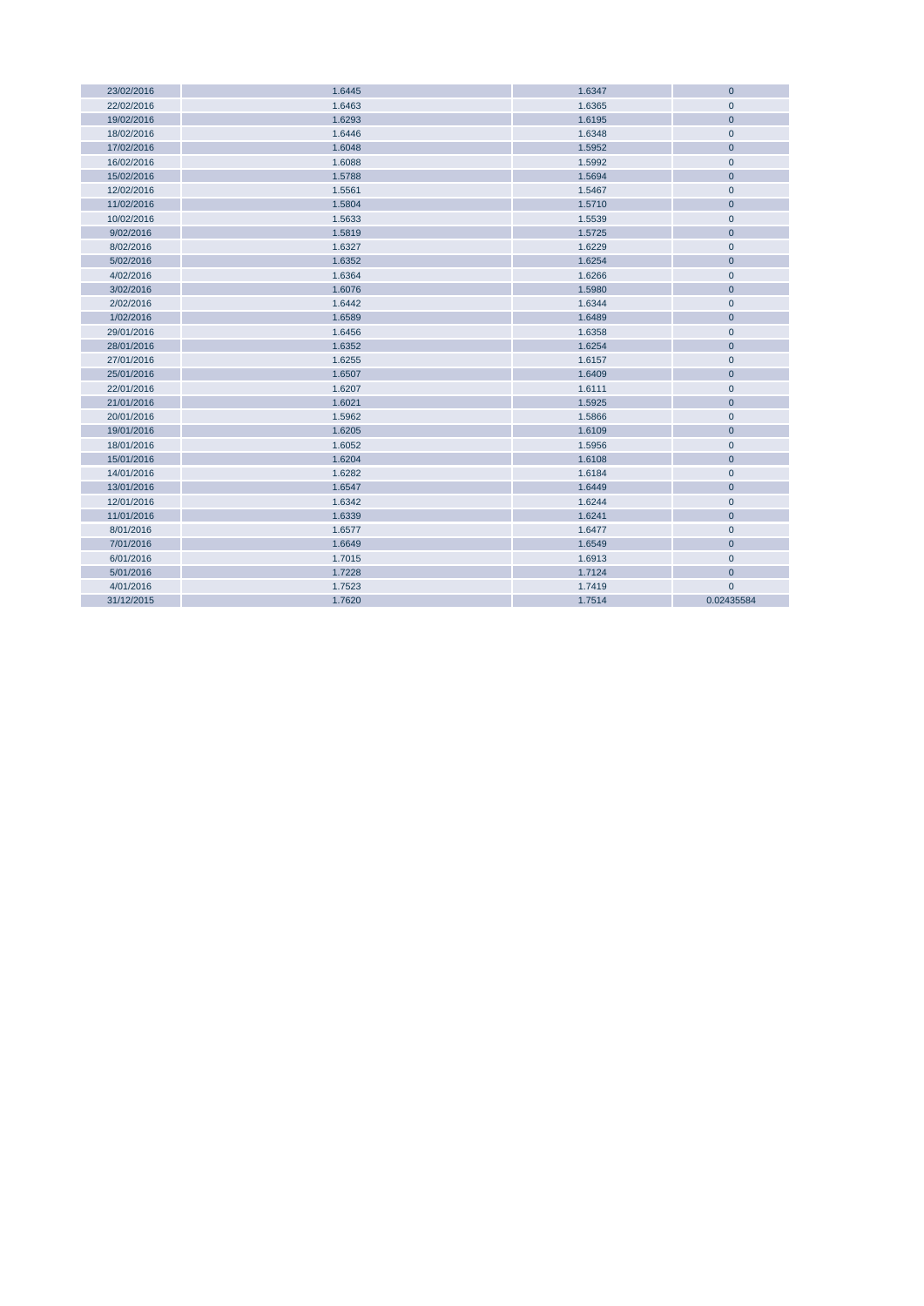| | | | |
|---|---|---|---|
| 23/02/2016 | 1.6445 | 1.6347 | 0 |
| 22/02/2016 | 1.6463 | 1.6365 | 0 |
| 19/02/2016 | 1.6293 | 1.6195 | 0 |
| 18/02/2016 | 1.6446 | 1.6348 | 0 |
| 17/02/2016 | 1.6048 | 1.5952 | 0 |
| 16/02/2016 | 1.6088 | 1.5992 | 0 |
| 15/02/2016 | 1.5788 | 1.5694 | 0 |
| 12/02/2016 | 1.5561 | 1.5467 | 0 |
| 11/02/2016 | 1.5804 | 1.5710 | 0 |
| 10/02/2016 | 1.5633 | 1.5539 | 0 |
| 9/02/2016 | 1.5819 | 1.5725 | 0 |
| 8/02/2016 | 1.6327 | 1.6229 | 0 |
| 5/02/2016 | 1.6352 | 1.6254 | 0 |
| 4/02/2016 | 1.6364 | 1.6266 | 0 |
| 3/02/2016 | 1.6076 | 1.5980 | 0 |
| 2/02/2016 | 1.6442 | 1.6344 | 0 |
| 1/02/2016 | 1.6589 | 1.6489 | 0 |
| 29/01/2016 | 1.6456 | 1.6358 | 0 |
| 28/01/2016 | 1.6352 | 1.6254 | 0 |
| 27/01/2016 | 1.6255 | 1.6157 | 0 |
| 25/01/2016 | 1.6507 | 1.6409 | 0 |
| 22/01/2016 | 1.6207 | 1.6111 | 0 |
| 21/01/2016 | 1.6021 | 1.5925 | 0 |
| 20/01/2016 | 1.5962 | 1.5866 | 0 |
| 19/01/2016 | 1.6205 | 1.6109 | 0 |
| 18/01/2016 | 1.6052 | 1.5956 | 0 |
| 15/01/2016 | 1.6204 | 1.6108 | 0 |
| 14/01/2016 | 1.6282 | 1.6184 | 0 |
| 13/01/2016 | 1.6547 | 1.6449 | 0 |
| 12/01/2016 | 1.6342 | 1.6244 | 0 |
| 11/01/2016 | 1.6339 | 1.6241 | 0 |
| 8/01/2016 | 1.6577 | 1.6477 | 0 |
| 7/01/2016 | 1.6649 | 1.6549 | 0 |
| 6/01/2016 | 1.7015 | 1.6913 | 0 |
| 5/01/2016 | 1.7228 | 1.7124 | 0 |
| 4/01/2016 | 1.7523 | 1.7419 | 0 |
| 31/12/2015 | 1.7620 | 1.7514 | 0.02435584 |